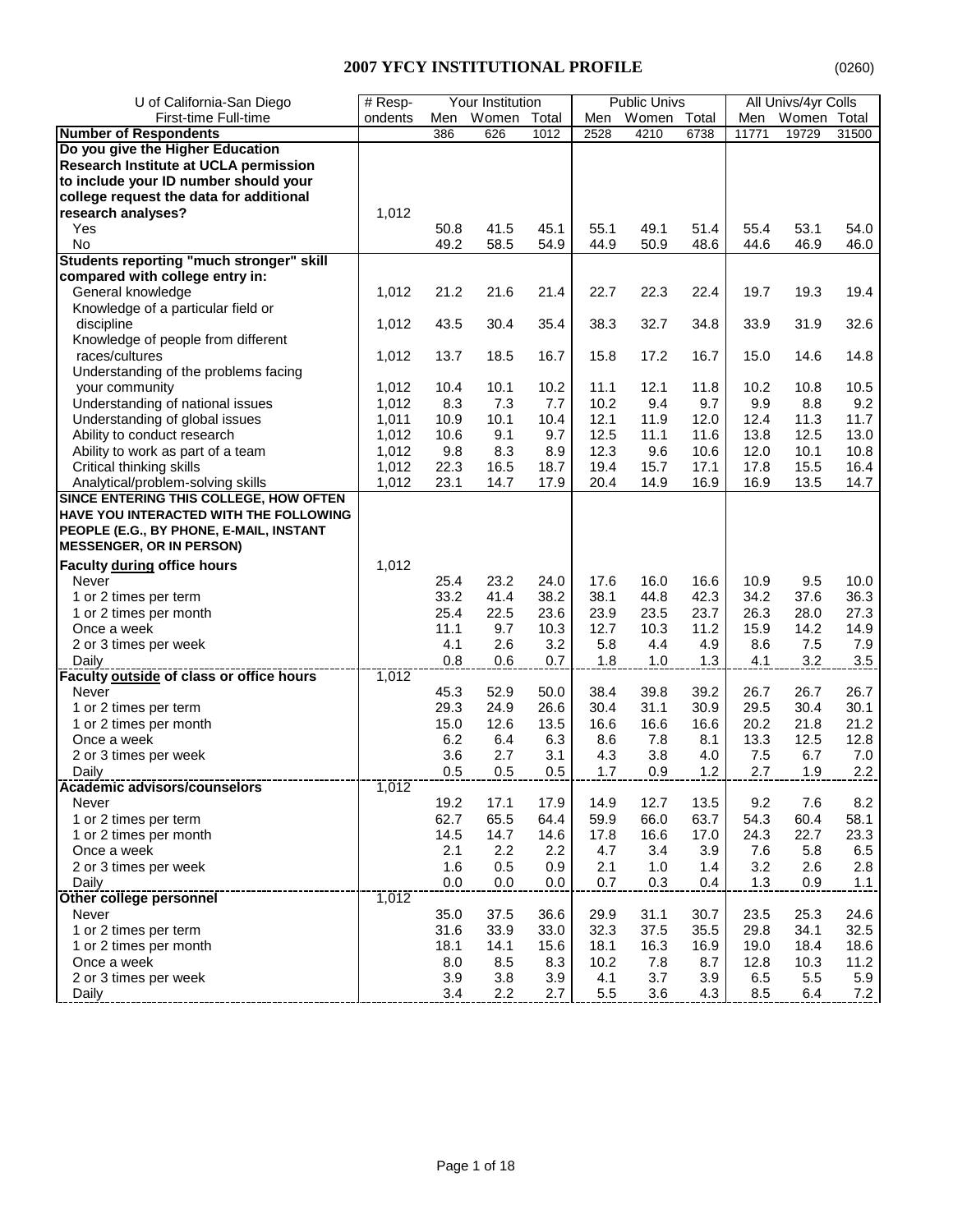# 2007 YFCY INSTITUTIONAL PROFILE

(0260)

| U of California-San Diego | # Resp- | Your Institution | | | Public Univs | | | All Univs/4yr Colls | | |
|---|---|---|---|---|---|---|---|---|---|---|
| First-time Full-time | ondents | Men | Women | Total | Men | Women | Total | Men | Women | Total |
| **Number of Respondents** | | 386 | 626 | 1012 | 2528 | 4210 | 6738 | 11771 | 19729 | 31500 |
| **Do you give the Higher Education Research Institute at UCLA permission to include your ID number should your college request the data for additional research analyses?** | 1,012 | | | | | | | | | |
| Yes | | 50.8 | 41.5 | 45.1 | 55.1 | 49.1 | 51.4 | 55.4 | 53.1 | 54.0 |
| No | | 49.2 | 58.5 | 54.9 | 44.9 | 50.9 | 48.6 | 44.6 | 46.9 | 46.0 |
| **Students reporting "much stronger" skill compared with college entry in:** | | | | | | | | | | |
| General knowledge | 1,012 | 21.2 | 21.6 | 21.4 | 22.7 | 22.3 | 22.4 | 19.7 | 19.3 | 19.4 |
| Knowledge of a particular field or discipline | 1,012 | 43.5 | 30.4 | 35.4 | 38.3 | 32.7 | 34.8 | 33.9 | 31.9 | 32.6 |
| Knowledge of people from different races/cultures | 1,012 | 13.7 | 18.5 | 16.7 | 15.8 | 17.2 | 16.7 | 15.0 | 14.6 | 14.8 |
| Understanding of the problems facing your community | 1,012 | 10.4 | 10.1 | 10.2 | 11.1 | 12.1 | 11.8 | 10.2 | 10.8 | 10.5 |
| Understanding of national issues | 1,012 | 8.3 | 7.3 | 7.7 | 10.2 | 9.4 | 9.7 | 9.9 | 8.8 | 9.2 |
| Understanding of global issues | 1,011 | 10.9 | 10.1 | 10.4 | 12.1 | 11.9 | 12.0 | 12.4 | 11.3 | 11.7 |
| Ability to conduct research | 1,012 | 10.6 | 9.1 | 9.7 | 12.5 | 11.1 | 11.6 | 13.8 | 12.5 | 13.0 |
| Ability to work as part of a team | 1,012 | 9.8 | 8.3 | 8.9 | 12.3 | 9.6 | 10.6 | 12.0 | 10.1 | 10.8 |
| Critical thinking skills | 1,012 | 22.3 | 16.5 | 18.7 | 19.4 | 15.7 | 17.1 | 17.8 | 15.5 | 16.4 |
| Analytical/problem-solving skills | 1,012 | 23.1 | 14.7 | 17.9 | 20.4 | 14.9 | 16.9 | 16.9 | 13.5 | 14.7 |
| **SINCE ENTERING THIS COLLEGE, HOW OFTEN HAVE YOU INTERACTED WITH THE FOLLOWING PEOPLE (E.G., BY PHONE, E-MAIL, INSTANT MESSENGER, OR IN PERSON)** | | | | | | | | | | |
| **Faculty during office hours** | 1,012 | | | | | | | | | |
| Never | | 25.4 | 23.2 | 24.0 | 17.6 | 16.0 | 16.6 | 10.9 | 9.5 | 10.0 |
| 1 or 2 times per term | | 33.2 | 41.4 | 38.2 | 38.1 | 44.8 | 42.3 | 34.2 | 37.6 | 36.3 |
| 1 or 2 times per month | | 25.4 | 22.5 | 23.6 | 23.9 | 23.5 | 23.7 | 26.3 | 28.0 | 27.3 |
| Once a week | | 11.1 | 9.7 | 10.3 | 12.7 | 10.3 | 11.2 | 15.9 | 14.2 | 14.9 |
| 2 or 3 times per week | | 4.1 | 2.6 | 3.2 | 5.8 | 4.4 | 4.9 | 8.6 | 7.5 | 7.9 |
| Daily | | 0.8 | 0.6 | 0.7 | 1.8 | 1.0 | 1.3 | 4.1 | 3.2 | 3.5 |
| **Faculty outside of class or office hours** | 1,012 | | | | | | | | | |
| Never | | 45.3 | 52.9 | 50.0 | 38.4 | 39.8 | 39.2 | 26.7 | 26.7 | 26.7 |
| 1 or 2 times per term | | 29.3 | 24.9 | 26.6 | 30.4 | 31.1 | 30.9 | 29.5 | 30.4 | 30.1 |
| 1 or 2 times per month | | 15.0 | 12.6 | 13.5 | 16.6 | 16.6 | 16.6 | 20.2 | 21.8 | 21.2 |
| Once a week | | 6.2 | 6.4 | 6.3 | 8.6 | 7.8 | 8.1 | 13.3 | 12.5 | 12.8 |
| 2 or 3 times per week | | 3.6 | 2.7 | 3.1 | 4.3 | 3.8 | 4.0 | 7.5 | 6.7 | 7.0 |
| Daily | | 0.5 | 0.5 | 0.5 | 1.7 | 0.9 | 1.2 | 2.7 | 1.9 | 2.2 |
| **Academic advisors/counselors** | 1,012 | | | | | | | | | |
| Never | | 19.2 | 17.1 | 17.9 | 14.9 | 12.7 | 13.5 | 9.2 | 7.6 | 8.2 |
| 1 or 2 times per term | | 62.7 | 65.5 | 64.4 | 59.9 | 66.0 | 63.7 | 54.3 | 60.4 | 58.1 |
| 1 or 2 times per month | | 14.5 | 14.7 | 14.6 | 17.8 | 16.6 | 17.0 | 24.3 | 22.7 | 23.3 |
| Once a week | | 2.1 | 2.2 | 2.2 | 4.7 | 3.4 | 3.9 | 7.6 | 5.8 | 6.5 |
| 2 or 3 times per week | | 1.6 | 0.5 | 0.9 | 2.1 | 1.0 | 1.4 | 3.2 | 2.6 | 2.8 |
| Daily | | 0.0 | 0.0 | 0.0 | 0.7 | 0.3 | 0.4 | 1.3 | 0.9 | 1.1 |
| **Other college personnel** | 1,012 | | | | | | | | | |
| Never | | 35.0 | 37.5 | 36.6 | 29.9 | 31.1 | 30.7 | 23.5 | 25.3 | 24.6 |
| 1 or 2 times per term | | 31.6 | 33.9 | 33.0 | 32.3 | 37.5 | 35.5 | 29.8 | 34.1 | 32.5 |
| 1 or 2 times per month | | 18.1 | 14.1 | 15.6 | 18.1 | 16.3 | 16.9 | 19.0 | 18.4 | 18.6 |
| Once a week | | 8.0 | 8.5 | 8.3 | 10.2 | 7.8 | 8.7 | 12.8 | 10.3 | 11.2 |
| 2 or 3 times per week | | 3.9 | 3.8 | 3.9 | 4.1 | 3.7 | 3.9 | 6.5 | 5.5 | 5.9 |
| Daily | | 3.4 | 2.2 | 2.7 | 5.5 | 3.6 | 4.3 | 8.5 | 6.4 | 7.2 |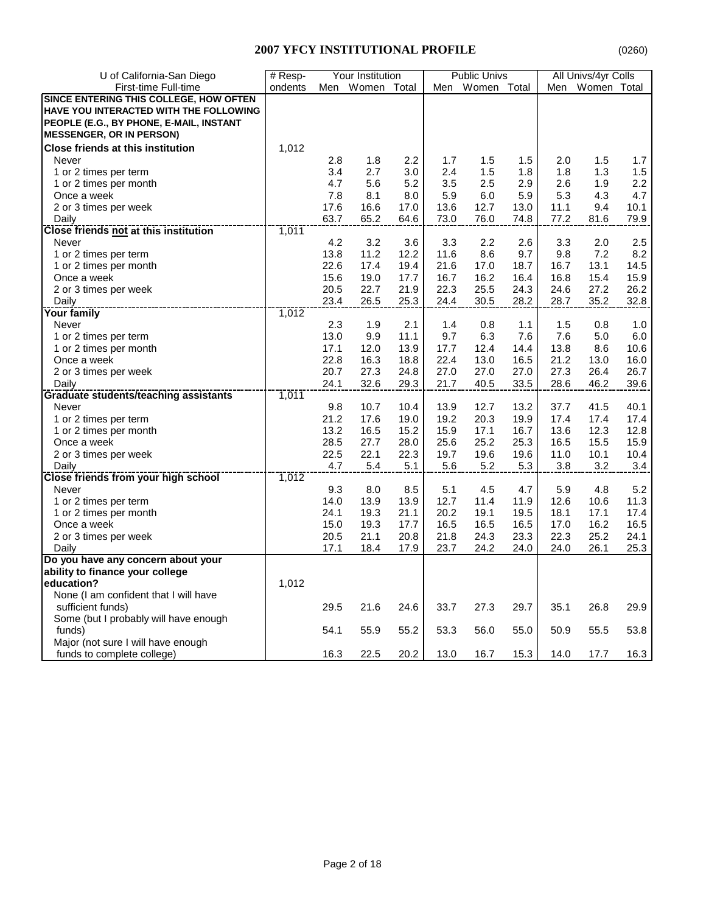## 2007 YFCY INSTITUTIONAL PROFILE

(0260)

| U of California-San Diego | # Resp- | Your Institution | | | Public Univs | | | All Univs/4yr Colls | | |
|---|---|---|---|---|---|---|---|---|---|---|
| First-time Full-time | ondents | Men | Women | Total | Men | Women | Total | Men | Women | Total |
| **SINCE ENTERING THIS COLLEGE, HOW OFTEN HAVE YOU INTERACTED WITH THE FOLLOWING PEOPLE (E.G., BY PHONE, E-MAIL, INSTANT MESSENGER, OR IN PERSON)** | | | | | | | | | | |
| **Close friends at this institution** | 1,012 | | | | | | | | | |
| Never | | 2.8 | 1.8 | 2.2 | 1.7 | 1.5 | 1.5 | 2.0 | 1.5 | 1.7 |
| 1 or 2 times per term | | 3.4 | 2.7 | 3.0 | 2.4 | 1.5 | 1.8 | 1.8 | 1.3 | 1.5 |
| 1 or 2 times per month | | 4.7 | 5.6 | 5.2 | 3.5 | 2.5 | 2.9 | 2.6 | 1.9 | 2.2 |
| Once a week | | 7.8 | 8.1 | 8.0 | 5.9 | 6.0 | 5.9 | 5.3 | 4.3 | 4.7 |
| 2 or 3 times per week | | 17.6 | 16.6 | 17.0 | 13.6 | 12.7 | 13.0 | 11.1 | 9.4 | 10.1 |
| Daily | | 63.7 | 65.2 | 64.6 | 73.0 | 76.0 | 74.8 | 77.2 | 81.6 | 79.9 |
| **Close friends not at this institution** | 1,011 | | | | | | | | | |
| Never | | 4.2 | 3.2 | 3.6 | 3.3 | 2.2 | 2.6 | 3.3 | 2.0 | 2.5 |
| 1 or 2 times per term | | 13.8 | 11.2 | 12.2 | 11.6 | 8.6 | 9.7 | 9.8 | 7.2 | 8.2 |
| 1 or 2 times per month | | 22.6 | 17.4 | 19.4 | 21.6 | 17.0 | 18.7 | 16.7 | 13.1 | 14.5 |
| Once a week | | 15.6 | 19.0 | 17.7 | 16.7 | 16.2 | 16.4 | 16.8 | 15.4 | 15.9 |
| 2 or 3 times per week | | 20.5 | 22.7 | 21.9 | 22.3 | 25.5 | 24.3 | 24.6 | 27.2 | 26.2 |
| Daily | | 23.4 | 26.5 | 25.3 | 24.4 | 30.5 | 28.2 | 28.7 | 35.2 | 32.8 |
| **Your family** | 1,012 | | | | | | | | | |
| Never | | 2.3 | 1.9 | 2.1 | 1.4 | 0.8 | 1.1 | 1.5 | 0.8 | 1.0 |
| 1 or 2 times per term | | 13.0 | 9.9 | 11.1 | 9.7 | 6.3 | 7.6 | 7.6 | 5.0 | 6.0 |
| 1 or 2 times per month | | 17.1 | 12.0 | 13.9 | 17.7 | 12.4 | 14.4 | 13.8 | 8.6 | 10.6 |
| Once a week | | 22.8 | 16.3 | 18.8 | 22.4 | 13.0 | 16.5 | 21.2 | 13.0 | 16.0 |
| 2 or 3 times per week | | 20.7 | 27.3 | 24.8 | 27.0 | 27.0 | 27.0 | 27.3 | 26.4 | 26.7 |
| Daily | | 24.1 | 32.6 | 29.3 | 21.7 | 40.5 | 33.5 | 28.6 | 46.2 | 39.6 |
| **Graduate students/teaching assistants** | 1,011 | | | | | | | | | |
| Never | | 9.8 | 10.7 | 10.4 | 13.9 | 12.7 | 13.2 | 37.7 | 41.5 | 40.1 |
| 1 or 2 times per term | | 21.2 | 17.6 | 19.0 | 19.2 | 20.3 | 19.9 | 17.4 | 17.4 | 17.4 |
| 1 or 2 times per month | | 13.2 | 16.5 | 15.2 | 15.9 | 17.1 | 16.7 | 13.6 | 12.3 | 12.8 |
| Once a week | | 28.5 | 27.7 | 28.0 | 25.6 | 25.2 | 25.3 | 16.5 | 15.5 | 15.9 |
| 2 or 3 times per week | | 22.5 | 22.1 | 22.3 | 19.7 | 19.6 | 19.6 | 11.0 | 10.1 | 10.4 |
| Daily | | 4.7 | 5.4 | 5.1 | 5.6 | 5.2 | 5.3 | 3.8 | 3.2 | 3.4 |
| **Close friends from your high school** | 1,012 | | | | | | | | | |
| Never | | 9.3 | 8.0 | 8.5 | 5.1 | 4.5 | 4.7 | 5.9 | 4.8 | 5.2 |
| 1 or 2 times per term | | 14.0 | 13.9 | 13.9 | 12.7 | 11.4 | 11.9 | 12.6 | 10.6 | 11.3 |
| 1 or 2 times per month | | 24.1 | 19.3 | 21.1 | 20.2 | 19.1 | 19.5 | 18.1 | 17.1 | 17.4 |
| Once a week | | 15.0 | 19.3 | 17.7 | 16.5 | 16.5 | 16.5 | 17.0 | 16.2 | 16.5 |
| 2 or 3 times per week | | 20.5 | 21.1 | 20.8 | 21.8 | 24.3 | 23.3 | 22.3 | 25.2 | 24.1 |
| Daily | | 17.1 | 18.4 | 17.9 | 23.7 | 24.2 | 24.0 | 24.0 | 26.1 | 25.3 |
| **Do you have any concern about your ability to finance your college education?** | 1,012 | | | | | | | | | |
| None (I am confident that I will have sufficient funds) | | 29.5 | 21.6 | 24.6 | 33.7 | 27.3 | 29.7 | 35.1 | 26.8 | 29.9 |
| Some (but I probably will have enough funds) | | 54.1 | 55.9 | 55.2 | 53.3 | 56.0 | 55.0 | 50.9 | 55.5 | 53.8 |
| Major (not sure I will have enough funds to complete college) | | 16.3 | 22.5 | 20.2 | 13.0 | 16.7 | 15.3 | 14.0 | 17.7 | 16.3 |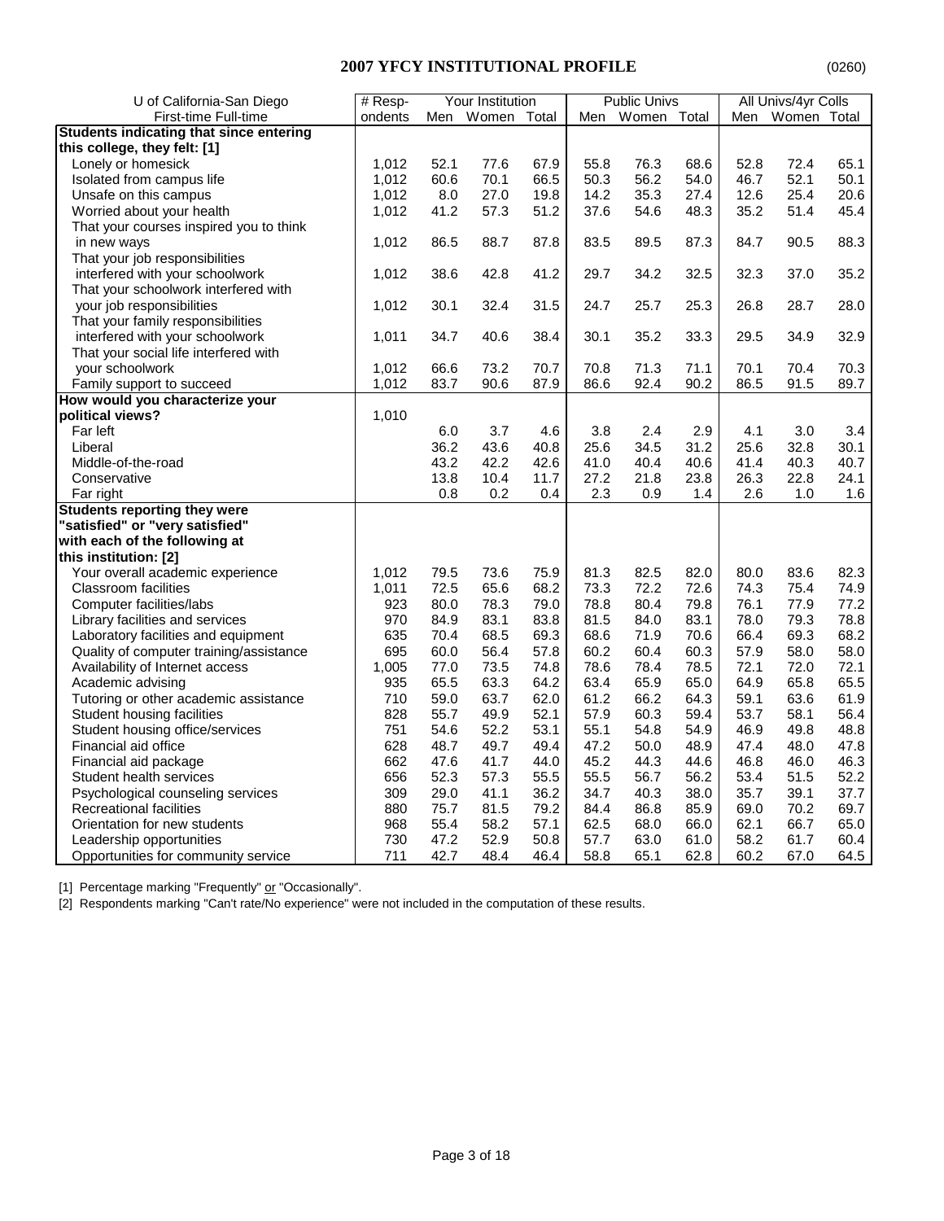## 2007 YFCY INSTITUTIONAL PROFILE

(0260)

| U of California-San Diego | # Resp- | Your Institution | | | Public Univs | | | All Univs/4yr Colls | | |
|---|---|---|---|---|---|---|---|---|---|---|
| First-time Full-time | ondents | Men | Women | Total | Men | Women | Total | Men | Women | Total |
| **Students indicating that since entering this college, they felt: [1]** | | | | | | | | | | |
| Lonely or homesick | 1,012 | 52.1 | 77.6 | 67.9 | 55.8 | 76.3 | 68.6 | 52.8 | 72.4 | 65.1 |
| Isolated from campus life | 1,012 | 60.6 | 70.1 | 66.5 | 50.3 | 56.2 | 54.0 | 46.7 | 52.1 | 50.1 |
| Unsafe on this campus | 1,012 | 8.0 | 27.0 | 19.8 | 14.2 | 35.3 | 27.4 | 12.6 | 25.4 | 20.6 |
| Worried about your health | 1,012 | 41.2 | 57.3 | 51.2 | 37.6 | 54.6 | 48.3 | 35.2 | 51.4 | 45.4 |
| That your courses inspired you to think in new ways | 1,012 | 86.5 | 88.7 | 87.8 | 83.5 | 89.5 | 87.3 | 84.7 | 90.5 | 88.3 |
| That your job responsibilities interfered with your schoolwork | 1,012 | 38.6 | 42.8 | 41.2 | 29.7 | 34.2 | 32.5 | 32.3 | 37.0 | 35.2 |
| That your schoolwork interfered with your job responsibilities | 1,012 | 30.1 | 32.4 | 31.5 | 24.7 | 25.7 | 25.3 | 26.8 | 28.7 | 28.0 |
| That your family responsibilities interfered with your schoolwork | 1,011 | 34.7 | 40.6 | 38.4 | 30.1 | 35.2 | 33.3 | 29.5 | 34.9 | 32.9 |
| That your social life interfered with your schoolwork | 1,012 | 66.6 | 73.2 | 70.7 | 70.8 | 71.3 | 71.1 | 70.1 | 70.4 | 70.3 |
| Family support to succeed | 1,012 | 83.7 | 90.6 | 87.9 | 86.6 | 92.4 | 90.2 | 86.5 | 91.5 | 89.7 |
| **How would you characterize your political views?** | 1,010 | | | | | | | | | |
| Far left | | 6.0 | 3.7 | 4.6 | 3.8 | 2.4 | 2.9 | 4.1 | 3.0 | 3.4 |
| Liberal | | 36.2 | 43.6 | 40.8 | 25.6 | 34.5 | 31.2 | 25.6 | 32.8 | 30.1 |
| Middle-of-the-road | | 43.2 | 42.2 | 42.6 | 41.0 | 40.4 | 40.6 | 41.4 | 40.3 | 40.7 |
| Conservative | | 13.8 | 10.4 | 11.7 | 27.2 | 21.8 | 23.8 | 26.3 | 22.8 | 24.1 |
| Far right | | 0.8 | 0.2 | 0.4 | 2.3 | 0.9 | 1.4 | 2.6 | 1.0 | 1.6 |
| **Students reporting they were "satisfied" or "very satisfied" with each of the following at this institution: [2]** | | | | | | | | | | |
| Your overall academic experience | 1,012 | 79.5 | 73.6 | 75.9 | 81.3 | 82.5 | 82.0 | 80.0 | 83.6 | 82.3 |
| Classroom facilities | 1,011 | 72.5 | 65.6 | 68.2 | 73.3 | 72.2 | 72.6 | 74.3 | 75.4 | 74.9 |
| Computer facilities/labs | 923 | 80.0 | 78.3 | 79.0 | 78.8 | 80.4 | 79.8 | 76.1 | 77.9 | 77.2 |
| Library facilities and services | 970 | 84.9 | 83.1 | 83.8 | 81.5 | 84.0 | 83.1 | 78.0 | 79.3 | 78.8 |
| Laboratory facilities and equipment | 635 | 70.4 | 68.5 | 69.3 | 68.6 | 71.9 | 70.6 | 66.4 | 69.3 | 68.2 |
| Quality of computer training/assistance | 695 | 60.0 | 56.4 | 57.8 | 60.2 | 60.4 | 60.3 | 57.9 | 58.0 | 58.0 |
| Availability of Internet access | 1,005 | 77.0 | 73.5 | 74.8 | 78.6 | 78.4 | 78.5 | 72.1 | 72.0 | 72.1 |
| Academic advising | 935 | 65.5 | 63.3 | 64.2 | 63.4 | 65.9 | 65.0 | 64.9 | 65.8 | 65.5 |
| Tutoring or other academic assistance | 710 | 59.0 | 63.7 | 62.0 | 61.2 | 66.2 | 64.3 | 59.1 | 63.6 | 61.9 |
| Student housing facilities | 828 | 55.7 | 49.9 | 52.1 | 57.9 | 60.3 | 59.4 | 53.7 | 58.1 | 56.4 |
| Student housing office/services | 751 | 54.6 | 52.2 | 53.1 | 55.1 | 54.8 | 54.9 | 46.9 | 49.8 | 48.8 |
| Financial aid office | 628 | 48.7 | 49.7 | 49.4 | 47.2 | 50.0 | 48.9 | 47.4 | 48.0 | 47.8 |
| Financial aid package | 662 | 47.6 | 41.7 | 44.0 | 45.2 | 44.3 | 44.6 | 46.8 | 46.0 | 46.3 |
| Student health services | 656 | 52.3 | 57.3 | 55.5 | 55.5 | 56.7 | 56.2 | 53.4 | 51.5 | 52.2 |
| Psychological counseling services | 309 | 29.0 | 41.1 | 36.2 | 34.7 | 40.3 | 38.0 | 35.7 | 39.1 | 37.7 |
| Recreational facilities | 880 | 75.7 | 81.5 | 79.2 | 84.4 | 86.8 | 85.9 | 69.0 | 70.2 | 69.7 |
| Orientation for new students | 968 | 55.4 | 58.2 | 57.1 | 62.5 | 68.0 | 66.0 | 62.1 | 66.7 | 65.0 |
| Leadership opportunities | 730 | 47.2 | 52.9 | 50.8 | 57.7 | 63.0 | 61.0 | 58.2 | 61.7 | 60.4 |
| Opportunities for community service | 711 | 42.7 | 48.4 | 46.4 | 58.8 | 65.1 | 62.8 | 60.2 | 67.0 | 64.5 |

[1] Percentage marking "Frequently" or "Occasionally".

[2] Respondents marking "Can't rate/No experience" were not included in the computation of these results.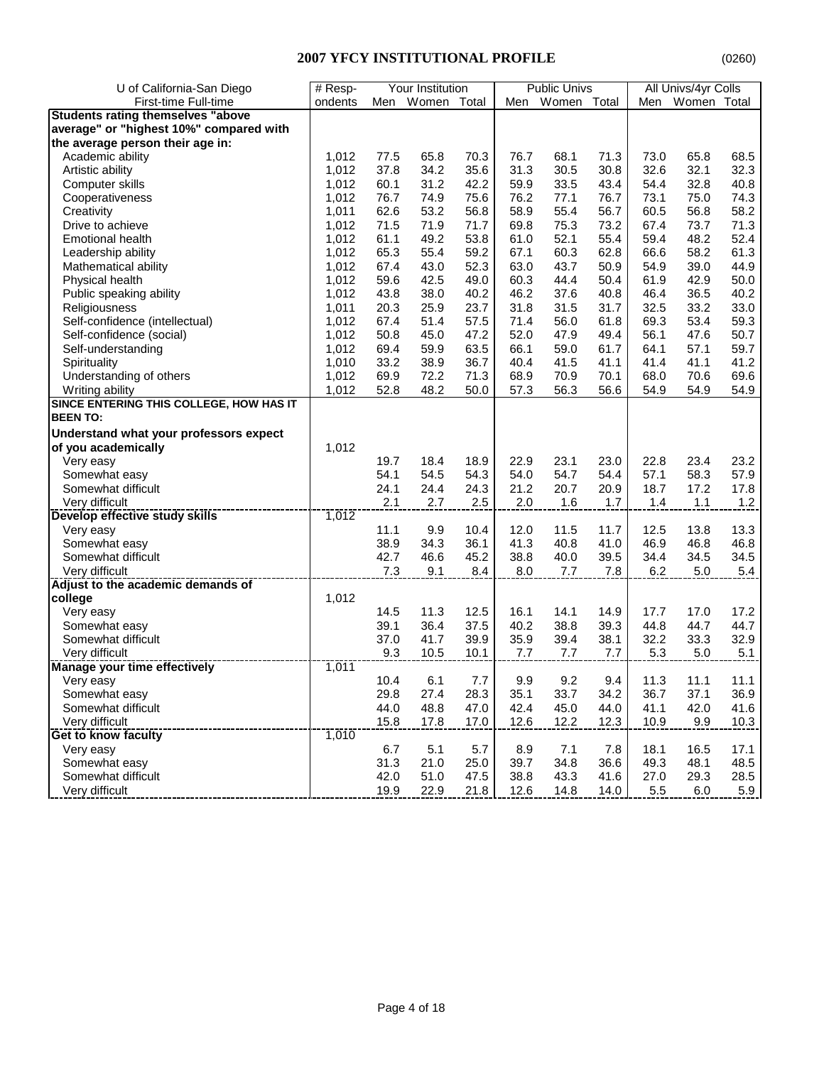# 2007 YFCY INSTITUTIONAL PROFILE

(0260)

| U of California-San Diego | # Resp- | Your Institution | | | Public Univs | | | All Univs/4yr Colls | | |
|---|---|---|---|---|---|---|---|---|---|---|
| First-time Full-time | ondents | Men | Women | Total | Men | Women | Total | Men | Women | Total |
| **Students rating themselves "above average" or "highest 10%" compared with the average person their age in:** | | | | | | | | | | |
| Academic ability | 1,012 | 77.5 | 65.8 | 70.3 | 76.7 | 68.1 | 71.3 | 73.0 | 65.8 | 68.5 |
| Artistic ability | 1,012 | 37.8 | 34.2 | 35.6 | 31.3 | 30.5 | 30.8 | 32.6 | 32.1 | 32.3 |
| Computer skills | 1,012 | 60.1 | 31.2 | 42.2 | 59.9 | 33.5 | 43.4 | 54.4 | 32.8 | 40.8 |
| Cooperativeness | 1,012 | 76.7 | 74.9 | 75.6 | 76.2 | 77.1 | 76.7 | 73.1 | 75.0 | 74.3 |
| Creativity | 1,011 | 62.6 | 53.2 | 56.8 | 58.9 | 55.4 | 56.7 | 60.5 | 56.8 | 58.2 |
| Drive to achieve | 1,012 | 71.5 | 71.9 | 71.7 | 69.8 | 75.3 | 73.2 | 67.4 | 73.7 | 71.3 |
| Emotional health | 1,012 | 61.1 | 49.2 | 53.8 | 61.0 | 52.1 | 55.4 | 59.4 | 48.2 | 52.4 |
| Leadership ability | 1,012 | 65.3 | 55.4 | 59.2 | 67.1 | 60.3 | 62.8 | 66.6 | 58.2 | 61.3 |
| Mathematical ability | 1,012 | 67.4 | 43.0 | 52.3 | 63.0 | 43.7 | 50.9 | 54.9 | 39.0 | 44.9 |
| Physical health | 1,012 | 59.6 | 42.5 | 49.0 | 60.3 | 44.4 | 50.4 | 61.9 | 42.9 | 50.0 |
| Public speaking ability | 1,012 | 43.8 | 38.0 | 40.2 | 46.2 | 37.6 | 40.8 | 46.4 | 36.5 | 40.2 |
| Religiousness | 1,011 | 20.3 | 25.9 | 23.7 | 31.8 | 31.5 | 31.7 | 32.5 | 33.2 | 33.0 |
| Self-confidence (intellectual) | 1,012 | 67.4 | 51.4 | 57.5 | 71.4 | 56.0 | 61.8 | 69.3 | 53.4 | 59.3 |
| Self-confidence (social) | 1,012 | 50.8 | 45.0 | 47.2 | 52.0 | 47.9 | 49.4 | 56.1 | 47.6 | 50.7 |
| Self-understanding | 1,012 | 69.4 | 59.9 | 63.5 | 66.1 | 59.0 | 61.7 | 64.1 | 57.1 | 59.7 |
| Spirituality | 1,010 | 33.2 | 38.9 | 36.7 | 40.4 | 41.5 | 41.1 | 41.4 | 41.1 | 41.2 |
| Understanding of others | 1,012 | 69.9 | 72.2 | 71.3 | 68.9 | 70.9 | 70.1 | 68.0 | 70.6 | 69.6 |
| Writing ability | 1,012 | 52.8 | 48.2 | 50.0 | 57.3 | 56.3 | 56.6 | 54.9 | 54.9 | 54.9 |
| **SINCE ENTERING THIS COLLEGE, HOW HAS IT BEEN TO:** | | | | | | | | | | |
| **Understand what your professors expect of you academically** | 1,012 | | | | | | | | | |
| Very easy | | 19.7 | 18.4 | 18.9 | 22.9 | 23.1 | 23.0 | 22.8 | 23.4 | 23.2 |
| Somewhat easy | | 54.1 | 54.5 | 54.3 | 54.0 | 54.7 | 54.4 | 57.1 | 58.3 | 57.9 |
| Somewhat difficult | | 24.1 | 24.4 | 24.3 | 21.2 | 20.7 | 20.9 | 18.7 | 17.2 | 17.8 |
| Very difficult | | 2.1 | 2.7 | 2.5 | 2.0 | 1.6 | 1.7 | 1.4 | 1.1 | 1.2 |
| **Develop effective study skills** | 1,012 | | | | | | | | | |
| Very easy | | 11.1 | 9.9 | 10.4 | 12.0 | 11.5 | 11.7 | 12.5 | 13.8 | 13.3 |
| Somewhat easy | | 38.9 | 34.3 | 36.1 | 41.3 | 40.8 | 41.0 | 46.9 | 46.8 | 46.8 |
| Somewhat difficult | | 42.7 | 46.6 | 45.2 | 38.8 | 40.0 | 39.5 | 34.4 | 34.5 | 34.5 |
| Very difficult | | 7.3 | 9.1 | 8.4 | 8.0 | 7.7 | 7.8 | 6.2 | 5.0 | 5.4 |
| **Adjust to the academic demands of college** | 1,012 | | | | | | | | | |
| Very easy | | 14.5 | 11.3 | 12.5 | 16.1 | 14.1 | 14.9 | 17.7 | 17.0 | 17.2 |
| Somewhat easy | | 39.1 | 36.4 | 37.5 | 40.2 | 38.8 | 39.3 | 44.8 | 44.7 | 44.7 |
| Somewhat difficult | | 37.0 | 41.7 | 39.9 | 35.9 | 39.4 | 38.1 | 32.2 | 33.3 | 32.9 |
| Very difficult | | 9.3 | 10.5 | 10.1 | 7.7 | 7.7 | 7.7 | 5.3 | 5.0 | 5.1 |
| **Manage your time effectively** | 1,011 | | | | | | | | | |
| Very easy | | 10.4 | 6.1 | 7.7 | 9.9 | 9.2 | 9.4 | 11.3 | 11.1 | 11.1 |
| Somewhat easy | | 29.8 | 27.4 | 28.3 | 35.1 | 33.7 | 34.2 | 36.7 | 37.1 | 36.9 |
| Somewhat difficult | | 44.0 | 48.8 | 47.0 | 42.4 | 45.0 | 44.0 | 41.1 | 42.0 | 41.6 |
| Very difficult | | 15.8 | 17.8 | 17.0 | 12.6 | 12.2 | 12.3 | 10.9 | 9.9 | 10.3 |
| **Get to know faculty** | 1,010 | | | | | | | | | |
| Very easy | | 6.7 | 5.1 | 5.7 | 8.9 | 7.1 | 7.8 | 18.1 | 16.5 | 17.1 |
| Somewhat easy | | 31.3 | 21.0 | 25.0 | 39.7 | 34.8 | 36.6 | 49.3 | 48.1 | 48.5 |
| Somewhat difficult | | 42.0 | 51.0 | 47.5 | 38.8 | 43.3 | 41.6 | 27.0 | 29.3 | 28.5 |
| Very difficult | | 19.9 | 22.9 | 21.8 | 12.6 | 14.8 | 14.0 | 5.5 | 6.0 | 5.9 |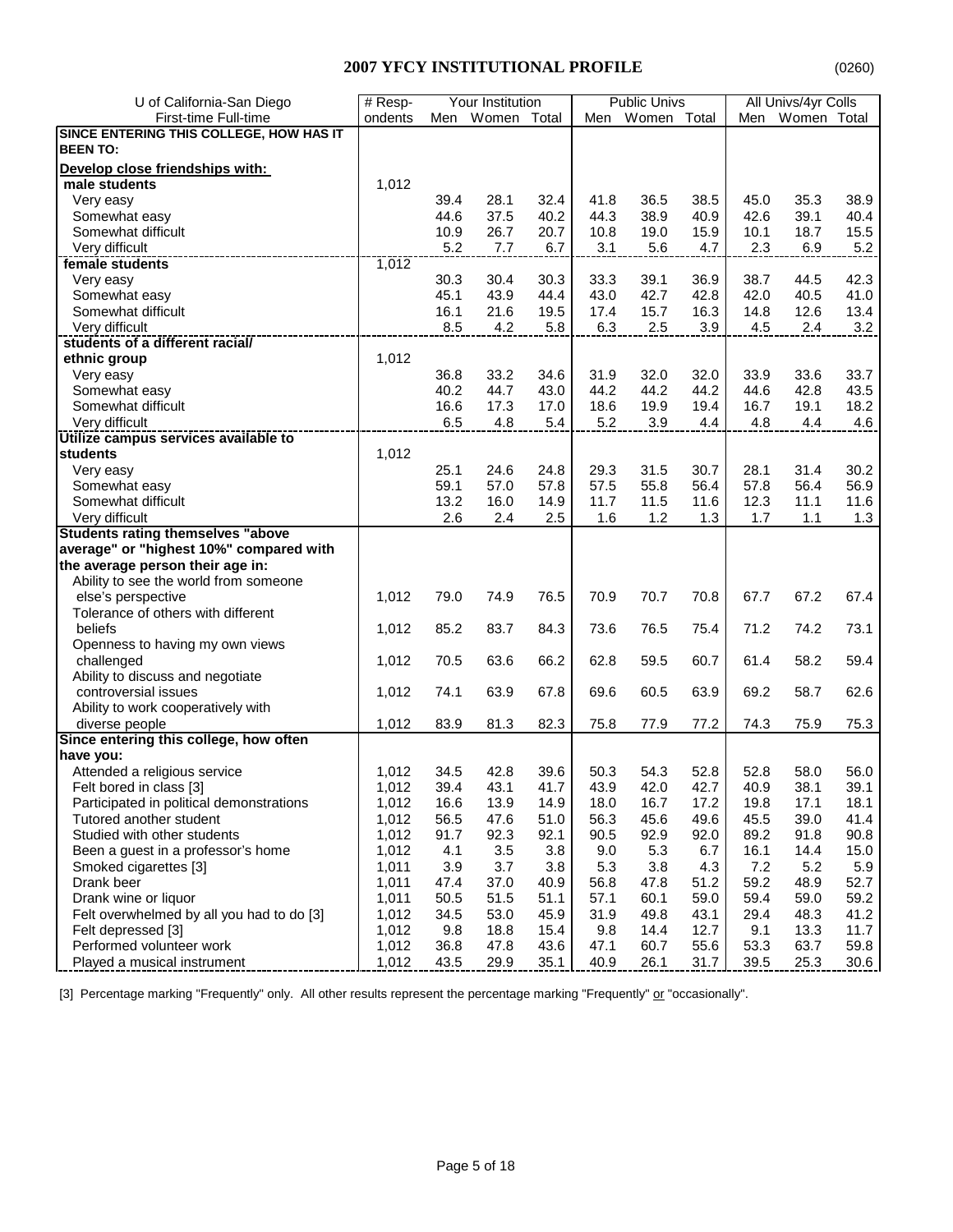## 2007 YFCY INSTITUTIONAL PROFILE

(0260)

| U of California-San Diego First-time Full-time | # Respondents | Your Institution Men | Women | Total | Public Univs Men | Women | Total | All Univs/4yr Colls Men | Women | Total |
|---|---|---|---|---|---|---|---|---|---|---|
| **SINCE ENTERING THIS COLLEGE, HOW HAS IT BEEN TO:** | | | | | | | | | | |
| **Develop close friendships with:** | | | | | | | | | | |
| **male students** | 1,012 | | | | | | | | | |
| Very easy | | 39.4 | 28.1 | 32.4 | 41.8 | 36.5 | 38.5 | 45.0 | 35.3 | 38.9 |
| Somewhat easy | | 44.6 | 37.5 | 40.2 | 44.3 | 38.9 | 40.9 | 42.6 | 39.1 | 40.4 |
| Somewhat difficult | | 10.9 | 26.7 | 20.7 | 10.8 | 19.0 | 15.9 | 10.1 | 18.7 | 15.5 |
| Very difficult | | 5.2 | 7.7 | 6.7 | 3.1 | 5.6 | 4.7 | 2.3 | 6.9 | 5.2 |
| **female students** | 1,012 | | | | | | | | | |
| Very easy | | 30.3 | 30.4 | 30.3 | 33.3 | 39.1 | 36.9 | 38.7 | 44.5 | 42.3 |
| Somewhat easy | | 45.1 | 43.9 | 44.4 | 43.0 | 42.7 | 42.8 | 42.0 | 40.5 | 41.0 |
| Somewhat difficult | | 16.1 | 21.6 | 19.5 | 17.4 | 15.7 | 16.3 | 14.8 | 12.6 | 13.4 |
| Very difficult | | 8.5 | 4.2 | 5.8 | 6.3 | 2.5 | 3.9 | 4.5 | 2.4 | 3.2 |
| **students of a different racial/ ethnic group** | 1,012 | | | | | | | | | |
| Very easy | | 36.8 | 33.2 | 34.6 | 31.9 | 32.0 | 32.0 | 33.9 | 33.6 | 33.7 |
| Somewhat easy | | 40.2 | 44.7 | 43.0 | 44.2 | 44.2 | 44.2 | 44.6 | 42.8 | 43.5 |
| Somewhat difficult | | 16.6 | 17.3 | 17.0 | 18.6 | 19.9 | 19.4 | 16.7 | 19.1 | 18.2 |
| Very difficult | | 6.5 | 4.8 | 5.4 | 5.2 | 3.9 | 4.4 | 4.8 | 4.4 | 4.6 |
| **Utilize campus services available to students** | 1,012 | | | | | | | | | |
| Very easy | | 25.1 | 24.6 | 24.8 | 29.3 | 31.5 | 30.7 | 28.1 | 31.4 | 30.2 |
| Somewhat easy | | 59.1 | 57.0 | 57.8 | 57.5 | 55.8 | 56.4 | 57.8 | 56.4 | 56.9 |
| Somewhat difficult | | 13.2 | 16.0 | 14.9 | 11.7 | 11.5 | 11.6 | 12.3 | 11.1 | 11.6 |
| Very difficult | | 2.6 | 2.4 | 2.5 | 1.6 | 1.2 | 1.3 | 1.7 | 1.1 | 1.3 |
| **Students rating themselves "above average" or "highest 10%" compared with the average person their age in:** | | | | | | | | | | |
| Ability to see the world from someone else's perspective | 1,012 | 79.0 | 74.9 | 76.5 | 70.9 | 70.7 | 70.8 | 67.7 | 67.2 | 67.4 |
| Tolerance of others with different beliefs | 1,012 | 85.2 | 83.7 | 84.3 | 73.6 | 76.5 | 75.4 | 71.2 | 74.2 | 73.1 |
| Openness to having my own views challenged | 1,012 | 70.5 | 63.6 | 66.2 | 62.8 | 59.5 | 60.7 | 61.4 | 58.2 | 59.4 |
| Ability to discuss and negotiate controversial issues | 1,012 | 74.1 | 63.9 | 67.8 | 69.6 | 60.5 | 63.9 | 69.2 | 58.7 | 62.6 |
| Ability to work cooperatively with diverse people | 1,012 | 83.9 | 81.3 | 82.3 | 75.8 | 77.9 | 77.2 | 74.3 | 75.9 | 75.3 |
| **Since entering this college, how often have you:** | | | | | | | | | | |
| Attended a religious service | 1,012 | 34.5 | 42.8 | 39.6 | 50.3 | 54.3 | 52.8 | 52.8 | 58.0 | 56.0 |
| Felt bored in class [3] | 1,012 | 39.4 | 43.1 | 41.7 | 43.9 | 42.0 | 42.7 | 40.9 | 38.1 | 39.1 |
| Participated in political demonstrations | 1,012 | 16.6 | 13.9 | 14.9 | 18.0 | 16.7 | 17.2 | 19.8 | 17.1 | 18.1 |
| Tutored another student | 1,012 | 56.5 | 47.6 | 51.0 | 56.3 | 45.6 | 49.6 | 45.5 | 39.0 | 41.4 |
| Studied with other students | 1,012 | 91.7 | 92.3 | 92.1 | 90.5 | 92.9 | 92.0 | 89.2 | 91.8 | 90.8 |
| Been a guest in a professor's home | 1,012 | 4.1 | 3.5 | 3.8 | 9.0 | 5.3 | 6.7 | 16.1 | 14.4 | 15.0 |
| Smoked cigarettes [3] | 1,011 | 3.9 | 3.7 | 3.8 | 5.3 | 3.8 | 4.3 | 7.2 | 5.2 | 5.9 |
| Drank beer | 1,011 | 47.4 | 37.0 | 40.9 | 56.8 | 47.8 | 51.2 | 59.2 | 48.9 | 52.7 |
| Drank wine or liquor | 1,011 | 50.5 | 51.5 | 51.1 | 57.1 | 60.1 | 59.0 | 59.4 | 59.0 | 59.2 |
| Felt overwhelmed by all you had to do [3] | 1,012 | 34.5 | 53.0 | 45.9 | 31.9 | 49.8 | 43.1 | 29.4 | 48.3 | 41.2 |
| Felt depressed [3] | 1,012 | 9.8 | 18.8 | 15.4 | 9.8 | 14.4 | 12.7 | 9.1 | 13.3 | 11.7 |
| Performed volunteer work | 1,012 | 36.8 | 47.8 | 43.6 | 47.1 | 60.7 | 55.6 | 53.3 | 63.7 | 59.8 |
| Played a musical instrument | 1,012 | 43.5 | 29.9 | 35.1 | 40.9 | 26.1 | 31.7 | 39.5 | 25.3 | 30.6 |

[3] Percentage marking "Frequently" only. All other results represent the percentage marking "Frequently" or "occasionally".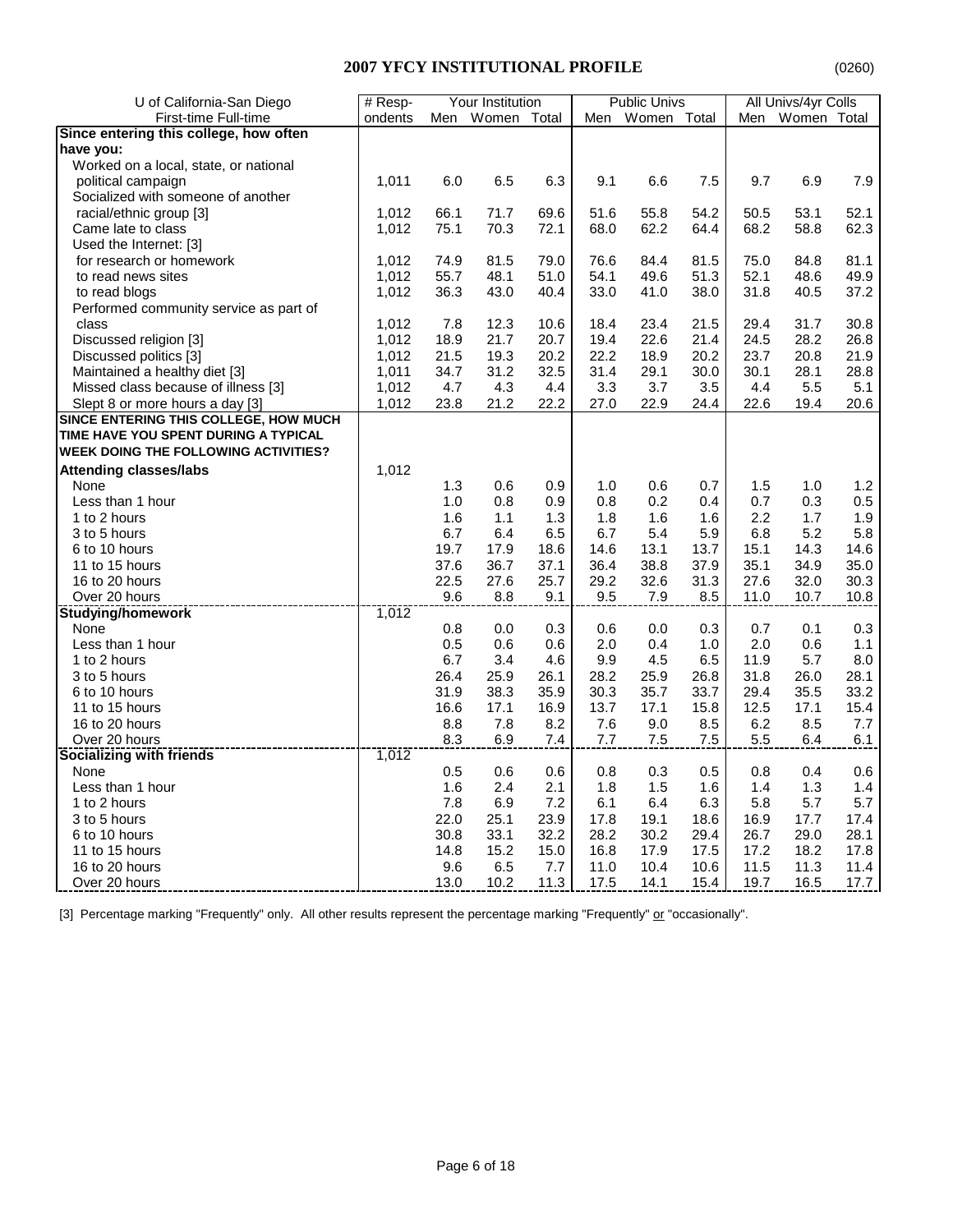## 2007 YFCY INSTITUTIONAL PROFILE

(0260)

| U of California-San Diego First-time Full-time | # Respondents | Your Institution | | | Public Univs | | | All Univs/4yr Colls | | |
|---|---|---|---|---|---|---|---|---|---|---|
| | | Men | Women | Total | Men | Women | Total | Men | Women | Total |
| **Since entering this college, how often have you:** | | | | | | | | | | |
| Worked on a local, state, or national political campaign | 1,011 | 6.0 | 6.5 | 6.3 | 9.1 | 6.6 | 7.5 | 9.7 | 6.9 | 7.9 |
| Socialized with someone of another racial/ethnic group [3] | 1,012 | 66.1 | 71.7 | 69.6 | 51.6 | 55.8 | 54.2 | 50.5 | 53.1 | 52.1 |
| Came late to class | 1,012 | 75.1 | 70.3 | 72.1 | 68.0 | 62.2 | 64.4 | 68.2 | 58.8 | 62.3 |
| Used the Internet: [3] | | | | | | | | | | |
| for research or homework | 1,012 | 74.9 | 81.5 | 79.0 | 76.6 | 84.4 | 81.5 | 75.0 | 84.8 | 81.1 |
| to read news sites | 1,012 | 55.7 | 48.1 | 51.0 | 54.1 | 49.6 | 51.3 | 52.1 | 48.6 | 49.9 |
| to read blogs | 1,012 | 36.3 | 43.0 | 40.4 | 33.0 | 41.0 | 38.0 | 31.8 | 40.5 | 37.2 |
| Performed community service as part of class | 1,012 | 7.8 | 12.3 | 10.6 | 18.4 | 23.4 | 21.5 | 29.4 | 31.7 | 30.8 |
| Discussed religion [3] | 1,012 | 18.9 | 21.7 | 20.7 | 19.4 | 22.6 | 21.4 | 24.5 | 28.2 | 26.8 |
| Discussed politics [3] | 1,012 | 21.5 | 19.3 | 20.2 | 22.2 | 18.9 | 20.2 | 23.7 | 20.8 | 21.9 |
| Maintained a healthy diet [3] | 1,011 | 34.7 | 31.2 | 32.5 | 31.4 | 29.1 | 30.0 | 30.1 | 28.1 | 28.8 |
| Missed class because of illness [3] | 1,012 | 4.7 | 4.3 | 4.4 | 3.3 | 3.7 | 3.5 | 4.4 | 5.5 | 5.1 |
| Slept 8 or more hours a day [3] | 1,012 | 23.8 | 21.2 | 22.2 | 27.0 | 22.9 | 24.4 | 22.6 | 19.4 | 20.6 |
| **SINCE ENTERING THIS COLLEGE, HOW MUCH TIME HAVE YOU SPENT DURING A TYPICAL WEEK DOING THE FOLLOWING ACTIVITIES?** | | | | | | | | | | |
| **Attending classes/labs** | 1,012 | | | | | | | | | |
| None | | 1.3 | 0.6 | 0.9 | 1.0 | 0.6 | 0.7 | 1.5 | 1.0 | 1.2 |
| Less than 1 hour | | 1.0 | 0.8 | 0.9 | 0.8 | 0.2 | 0.4 | 0.7 | 0.3 | 0.5 |
| 1 to 2 hours | | 1.6 | 1.1 | 1.3 | 1.8 | 1.6 | 1.6 | 2.2 | 1.7 | 1.9 |
| 3 to 5 hours | | 6.7 | 6.4 | 6.5 | 6.7 | 5.4 | 5.9 | 6.8 | 5.2 | 5.8 |
| 6 to 10 hours | | 19.7 | 17.9 | 18.6 | 14.6 | 13.1 | 13.7 | 15.1 | 14.3 | 14.6 |
| 11 to 15 hours | | 37.6 | 36.7 | 37.1 | 36.4 | 38.8 | 37.9 | 35.1 | 34.9 | 35.0 |
| 16 to 20 hours | | 22.5 | 27.6 | 25.7 | 29.2 | 32.6 | 31.3 | 27.6 | 32.0 | 30.3 |
| Over 20 hours | | 9.6 | 8.8 | 9.1 | 9.5 | 7.9 | 8.5 | 11.0 | 10.7 | 10.8 |
| **Studying/homework** | 1,012 | | | | | | | | | |
| None | | 0.8 | 0.0 | 0.3 | 0.6 | 0.0 | 0.3 | 0.7 | 0.1 | 0.3 |
| Less than 1 hour | | 0.5 | 0.6 | 0.6 | 2.0 | 0.4 | 1.0 | 2.0 | 0.6 | 1.1 |
| 1 to 2 hours | | 6.7 | 3.4 | 4.6 | 9.9 | 4.5 | 6.5 | 11.9 | 5.7 | 8.0 |
| 3 to 5 hours | | 26.4 | 25.9 | 26.1 | 28.2 | 25.9 | 26.8 | 31.8 | 26.0 | 28.1 |
| 6 to 10 hours | | 31.9 | 38.3 | 35.9 | 30.3 | 35.7 | 33.7 | 29.4 | 35.5 | 33.2 |
| 11 to 15 hours | | 16.6 | 17.1 | 16.9 | 13.7 | 17.1 | 15.8 | 12.5 | 17.1 | 15.4 |
| 16 to 20 hours | | 8.8 | 7.8 | 8.2 | 7.6 | 9.0 | 8.5 | 6.2 | 8.5 | 7.7 |
| Over 20 hours | | 8.3 | 6.9 | 7.4 | 7.7 | 7.5 | 7.5 | 5.5 | 6.4 | 6.1 |
| **Socializing with friends** | 1,012 | | | | | | | | | |
| None | | 0.5 | 0.6 | 0.6 | 0.8 | 0.3 | 0.5 | 0.8 | 0.4 | 0.6 |
| Less than 1 hour | | 1.6 | 2.4 | 2.1 | 1.8 | 1.5 | 1.6 | 1.4 | 1.3 | 1.4 |
| 1 to 2 hours | | 7.8 | 6.9 | 7.2 | 6.1 | 6.4 | 6.3 | 5.8 | 5.7 | 5.7 |
| 3 to 5 hours | | 22.0 | 25.1 | 23.9 | 17.8 | 19.1 | 18.6 | 16.9 | 17.7 | 17.4 |
| 6 to 10 hours | | 30.8 | 33.1 | 32.2 | 28.2 | 30.2 | 29.4 | 26.7 | 29.0 | 28.1 |
| 11 to 15 hours | | 14.8 | 15.2 | 15.0 | 16.8 | 17.9 | 17.5 | 17.2 | 18.2 | 17.8 |
| 16 to 20 hours | | 9.6 | 6.5 | 7.7 | 11.0 | 10.4 | 10.6 | 11.5 | 11.3 | 11.4 |
| Over 20 hours | | 13.0 | 10.2 | 11.3 | 17.5 | 14.1 | 15.4 | 19.7 | 16.5 | 17.7 |

[3] Percentage marking "Frequently" only. All other results represent the percentage marking "Frequently" or "occasionally".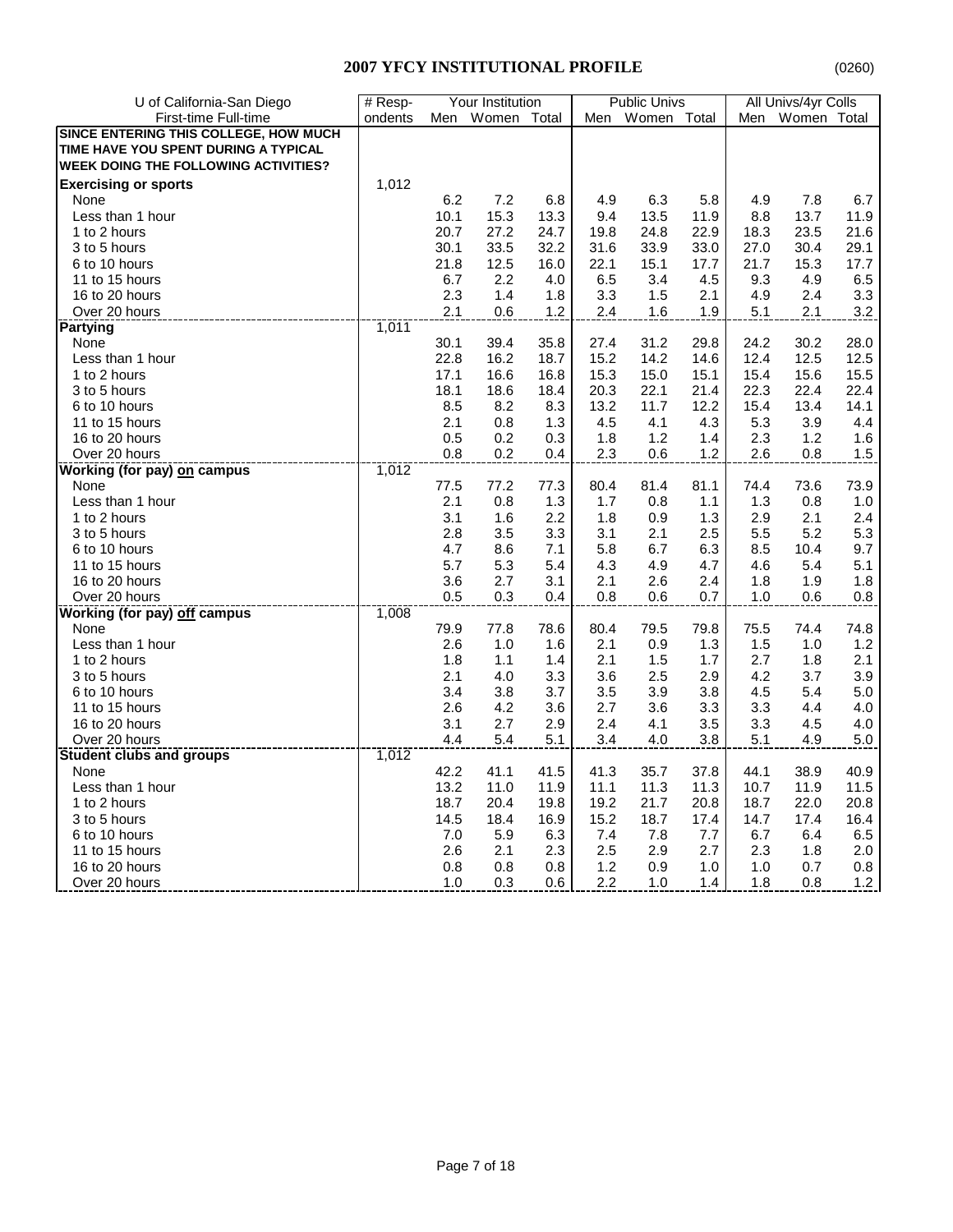## 2007 YFCY INSTITUTIONAL PROFILE

(0260)

| U of California-San Diego | # Resp- | Your Institution | | | Public Univs | | | All Univs/4yr Colls | | |
|---|---|---|---|---|---|---|---|---|---|---|
| First-time Full-time | ondents | Men | Women | Total | Men | Women | Total | Men | Women | Total |
| **SINCE ENTERING THIS COLLEGE, HOW MUCH TIME HAVE YOU SPENT DURING A TYPICAL WEEK DOING THE FOLLOWING ACTIVITIES?** | | | | | | | | | | |
| **Exercising or sports** | 1,012 | | | | | | | | | |
| None | | 6.2 | 7.2 | 6.8 | 4.9 | 6.3 | 5.8 | 4.9 | 7.8 | 6.7 |
| Less than 1 hour | | 10.1 | 15.3 | 13.3 | 9.4 | 13.5 | 11.9 | 8.8 | 13.7 | 11.9 |
| 1 to 2 hours | | 20.7 | 27.2 | 24.7 | 19.8 | 24.8 | 22.9 | 18.3 | 23.5 | 21.6 |
| 3 to 5 hours | | 30.1 | 33.5 | 32.2 | 31.6 | 33.9 | 33.0 | 27.0 | 30.4 | 29.1 |
| 6 to 10 hours | | 21.8 | 12.5 | 16.0 | 22.1 | 15.1 | 17.7 | 21.7 | 15.3 | 17.7 |
| 11 to 15 hours | | 6.7 | 2.2 | 4.0 | 6.5 | 3.4 | 4.5 | 9.3 | 4.9 | 6.5 |
| 16 to 20 hours | | 2.3 | 1.4 | 1.8 | 3.3 | 1.5 | 2.1 | 4.9 | 2.4 | 3.3 |
| Over 20 hours | | 2.1 | 0.6 | 1.2 | 2.4 | 1.6 | 1.9 | 5.1 | 2.1 | 3.2 |
| **Partying** | 1,011 | | | | | | | | | |
| None | | 30.1 | 39.4 | 35.8 | 27.4 | 31.2 | 29.8 | 24.2 | 30.2 | 28.0 |
| Less than 1 hour | | 22.8 | 16.2 | 18.7 | 15.2 | 14.2 | 14.6 | 12.4 | 12.5 | 12.5 |
| 1 to 2 hours | | 17.1 | 16.6 | 16.8 | 15.3 | 15.0 | 15.1 | 15.4 | 15.6 | 15.5 |
| 3 to 5 hours | | 18.1 | 18.6 | 18.4 | 20.3 | 22.1 | 21.4 | 22.3 | 22.4 | 22.4 |
| 6 to 10 hours | | 8.5 | 8.2 | 8.3 | 13.2 | 11.7 | 12.2 | 15.4 | 13.4 | 14.1 |
| 11 to 15 hours | | 2.1 | 0.8 | 1.3 | 4.5 | 4.1 | 4.3 | 5.3 | 3.9 | 4.4 |
| 16 to 20 hours | | 0.5 | 0.2 | 0.3 | 1.8 | 1.2 | 1.4 | 2.3 | 1.2 | 1.6 |
| Over 20 hours | | 0.8 | 0.2 | 0.4 | 2.3 | 0.6 | 1.2 | 2.6 | 0.8 | 1.5 |
| **Working (for pay) on campus** | 1,012 | | | | | | | | | |
| None | | 77.5 | 77.2 | 77.3 | 80.4 | 81.4 | 81.1 | 74.4 | 73.6 | 73.9 |
| Less than 1 hour | | 2.1 | 0.8 | 1.3 | 1.7 | 0.8 | 1.1 | 1.3 | 0.8 | 1.0 |
| 1 to 2 hours | | 3.1 | 1.6 | 2.2 | 1.8 | 0.9 | 1.3 | 2.9 | 2.1 | 2.4 |
| 3 to 5 hours | | 2.8 | 3.5 | 3.3 | 3.1 | 2.1 | 2.5 | 5.5 | 5.2 | 5.3 |
| 6 to 10 hours | | 4.7 | 8.6 | 7.1 | 5.8 | 6.7 | 6.3 | 8.5 | 10.4 | 9.7 |
| 11 to 15 hours | | 5.7 | 5.3 | 5.4 | 4.3 | 4.9 | 4.7 | 4.6 | 5.4 | 5.1 |
| 16 to 20 hours | | 3.6 | 2.7 | 3.1 | 2.1 | 2.6 | 2.4 | 1.8 | 1.9 | 1.8 |
| Over 20 hours | | 0.5 | 0.3 | 0.4 | 0.8 | 0.6 | 0.7 | 1.0 | 0.6 | 0.8 |
| **Working (for pay) off campus** | 1,008 | | | | | | | | | |
| None | | 79.9 | 77.8 | 78.6 | 80.4 | 79.5 | 79.8 | 75.5 | 74.4 | 74.8 |
| Less than 1 hour | | 2.6 | 1.0 | 1.6 | 2.1 | 0.9 | 1.3 | 1.5 | 1.0 | 1.2 |
| 1 to 2 hours | | 1.8 | 1.1 | 1.4 | 2.1 | 1.5 | 1.7 | 2.7 | 1.8 | 2.1 |
| 3 to 5 hours | | 2.1 | 4.0 | 3.3 | 3.6 | 2.5 | 2.9 | 4.2 | 3.7 | 3.9 |
| 6 to 10 hours | | 3.4 | 3.8 | 3.7 | 3.5 | 3.9 | 3.8 | 4.5 | 5.4 | 5.0 |
| 11 to 15 hours | | 2.6 | 4.2 | 3.6 | 2.7 | 3.6 | 3.3 | 3.3 | 4.4 | 4.0 |
| 16 to 20 hours | | 3.1 | 2.7 | 2.9 | 2.4 | 4.1 | 3.5 | 3.3 | 4.5 | 4.0 |
| Over 20 hours | | 4.4 | 5.4 | 5.1 | 3.4 | 4.0 | 3.8 | 5.1 | 4.9 | 5.0 |
| **Student clubs and groups** | 1,012 | | | | | | | | | |
| None | | 42.2 | 41.1 | 41.5 | 41.3 | 35.7 | 37.8 | 44.1 | 38.9 | 40.9 |
| Less than 1 hour | | 13.2 | 11.0 | 11.9 | 11.1 | 11.3 | 11.3 | 10.7 | 11.9 | 11.5 |
| 1 to 2 hours | | 18.7 | 20.4 | 19.8 | 19.2 | 21.7 | 20.8 | 18.7 | 22.0 | 20.8 |
| 3 to 5 hours | | 14.5 | 18.4 | 16.9 | 15.2 | 18.7 | 17.4 | 14.7 | 17.4 | 16.4 |
| 6 to 10 hours | | 7.0 | 5.9 | 6.3 | 7.4 | 7.8 | 7.7 | 6.7 | 6.4 | 6.5 |
| 11 to 15 hours | | 2.6 | 2.1 | 2.3 | 2.5 | 2.9 | 2.7 | 2.3 | 1.8 | 2.0 |
| 16 to 20 hours | | 0.8 | 0.8 | 0.8 | 1.2 | 0.9 | 1.0 | 1.0 | 0.7 | 0.8 |
| Over 20 hours | | 1.0 | 0.3 | 0.6 | 2.2 | 1.0 | 1.4 | 1.8 | 0.8 | 1.2 |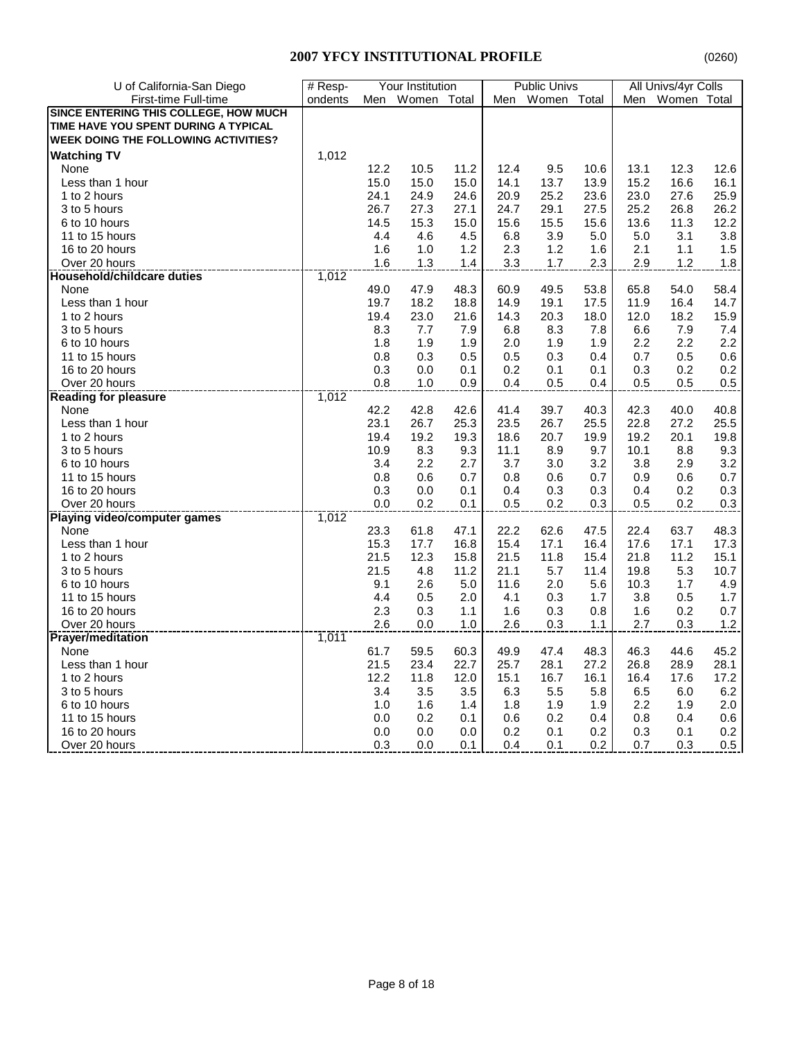# 2007 YFCY INSTITUTIONAL PROFILE

(0260)

| U of California-San Diego | # Resp- | Your Institution | | | Public Univs | | | All Univs/4yr Colls | | |
|---|---|---|---|---|---|---|---|---|---|---|
| First-time Full-time | ondents | Men | Women | Total | Men | Women | Total | Men | Women | Total |
| **SINCE ENTERING THIS COLLEGE, HOW MUCH TIME HAVE YOU SPENT DURING A TYPICAL WEEK DOING THE FOLLOWING ACTIVITIES?** | | | | | | | | | | |
| **Watching TV** | 1,012 | | | | | | | | | |
| None | | 12.2 | 10.5 | 11.2 | 12.4 | 9.5 | 10.6 | 13.1 | 12.3 | 12.6 |
| Less than 1 hour | | 15.0 | 15.0 | 15.0 | 14.1 | 13.7 | 13.9 | 15.2 | 16.6 | 16.1 |
| 1 to 2 hours | | 24.1 | 24.9 | 24.6 | 20.9 | 25.2 | 23.6 | 23.0 | 27.6 | 25.9 |
| 3 to 5 hours | | 26.7 | 27.3 | 27.1 | 24.7 | 29.1 | 27.5 | 25.2 | 26.8 | 26.2 |
| 6 to 10 hours | | 14.5 | 15.3 | 15.0 | 15.6 | 15.5 | 15.6 | 13.6 | 11.3 | 12.2 |
| 11 to 15 hours | | 4.4 | 4.6 | 4.5 | 6.8 | 3.9 | 5.0 | 5.0 | 3.1 | 3.8 |
| 16 to 20 hours | | 1.6 | 1.0 | 1.2 | 2.3 | 1.2 | 1.6 | 2.1 | 1.1 | 1.5 |
| Over 20 hours | | 1.6 | 1.3 | 1.4 | 3.3 | 1.7 | 2.3 | 2.9 | 1.2 | 1.8 |
| **Household/childcare duties** | 1,012 | | | | | | | | | |
| None | | 49.0 | 47.9 | 48.3 | 60.9 | 49.5 | 53.8 | 65.8 | 54.0 | 58.4 |
| Less than 1 hour | | 19.7 | 18.2 | 18.8 | 14.9 | 19.1 | 17.5 | 11.9 | 16.4 | 14.7 |
| 1 to 2 hours | | 19.4 | 23.0 | 21.6 | 14.3 | 20.3 | 18.0 | 12.0 | 18.2 | 15.9 |
| 3 to 5 hours | | 8.3 | 7.7 | 7.9 | 6.8 | 8.3 | 7.8 | 6.6 | 7.9 | 7.4 |
| 6 to 10 hours | | 1.8 | 1.9 | 1.9 | 2.0 | 1.9 | 1.9 | 2.2 | 2.2 | 2.2 |
| 11 to 15 hours | | 0.8 | 0.3 | 0.5 | 0.5 | 0.3 | 0.4 | 0.7 | 0.5 | 0.6 |
| 16 to 20 hours | | 0.3 | 0.0 | 0.1 | 0.2 | 0.1 | 0.1 | 0.3 | 0.2 | 0.2 |
| Over 20 hours | | 0.8 | 1.0 | 0.9 | 0.4 | 0.5 | 0.4 | 0.5 | 0.5 | 0.5 |
| **Reading for pleasure** | 1,012 | | | | | | | | | |
| None | | 42.2 | 42.8 | 42.6 | 41.4 | 39.7 | 40.3 | 42.3 | 40.0 | 40.8 |
| Less than 1 hour | | 23.1 | 26.7 | 25.3 | 23.5 | 26.7 | 25.5 | 22.8 | 27.2 | 25.5 |
| 1 to 2 hours | | 19.4 | 19.2 | 19.3 | 18.6 | 20.7 | 19.9 | 19.2 | 20.1 | 19.8 |
| 3 to 5 hours | | 10.9 | 8.3 | 9.3 | 11.1 | 8.9 | 9.7 | 10.1 | 8.8 | 9.3 |
| 6 to 10 hours | | 3.4 | 2.2 | 2.7 | 3.7 | 3.0 | 3.2 | 3.8 | 2.9 | 3.2 |
| 11 to 15 hours | | 0.8 | 0.6 | 0.7 | 0.8 | 0.6 | 0.7 | 0.9 | 0.6 | 0.7 |
| 16 to 20 hours | | 0.3 | 0.0 | 0.1 | 0.4 | 0.3 | 0.3 | 0.4 | 0.2 | 0.3 |
| Over 20 hours | | 0.0 | 0.2 | 0.1 | 0.5 | 0.2 | 0.3 | 0.5 | 0.2 | 0.3 |
| **Playing video/computer games** | 1,012 | | | | | | | | | |
| None | | 23.3 | 61.8 | 47.1 | 22.2 | 62.6 | 47.5 | 22.4 | 63.7 | 48.3 |
| Less than 1 hour | | 15.3 | 17.7 | 16.8 | 15.4 | 17.1 | 16.4 | 17.6 | 17.1 | 17.3 |
| 1 to 2 hours | | 21.5 | 12.3 | 15.8 | 21.5 | 11.8 | 15.4 | 21.8 | 11.2 | 15.1 |
| 3 to 5 hours | | 21.5 | 4.8 | 11.2 | 21.1 | 5.7 | 11.4 | 19.8 | 5.3 | 10.7 |
| 6 to 10 hours | | 9.1 | 2.6 | 5.0 | 11.6 | 2.0 | 5.6 | 10.3 | 1.7 | 4.9 |
| 11 to 15 hours | | 4.4 | 0.5 | 2.0 | 4.1 | 0.3 | 1.7 | 3.8 | 0.5 | 1.7 |
| 16 to 20 hours | | 2.3 | 0.3 | 1.1 | 1.6 | 0.3 | 0.8 | 1.6 | 0.2 | 0.7 |
| Over 20 hours | | 2.6 | 0.0 | 1.0 | 2.6 | 0.3 | 1.1 | 2.7 | 0.3 | 1.2 |
| **Prayer/meditation** | 1,011 | | | | | | | | | |
| None | | 61.7 | 59.5 | 60.3 | 49.9 | 47.4 | 48.3 | 46.3 | 44.6 | 45.2 |
| Less than 1 hour | | 21.5 | 23.4 | 22.7 | 25.7 | 28.1 | 27.2 | 26.8 | 28.9 | 28.1 |
| 1 to 2 hours | | 12.2 | 11.8 | 12.0 | 15.1 | 16.7 | 16.1 | 16.4 | 17.6 | 17.2 |
| 3 to 5 hours | | 3.4 | 3.5 | 3.5 | 6.3 | 5.5 | 5.8 | 6.5 | 6.0 | 6.2 |
| 6 to 10 hours | | 1.0 | 1.6 | 1.4 | 1.8 | 1.9 | 1.9 | 2.2 | 1.9 | 2.0 |
| 11 to 15 hours | | 0.0 | 0.2 | 0.1 | 0.6 | 0.2 | 0.4 | 0.8 | 0.4 | 0.6 |
| 16 to 20 hours | | 0.0 | 0.0 | 0.0 | 0.2 | 0.1 | 0.2 | 0.3 | 0.1 | 0.2 |
| Over 20 hours | | 0.3 | 0.0 | 0.1 | 0.4 | 0.1 | 0.2 | 0.7 | 0.3 | 0.5 |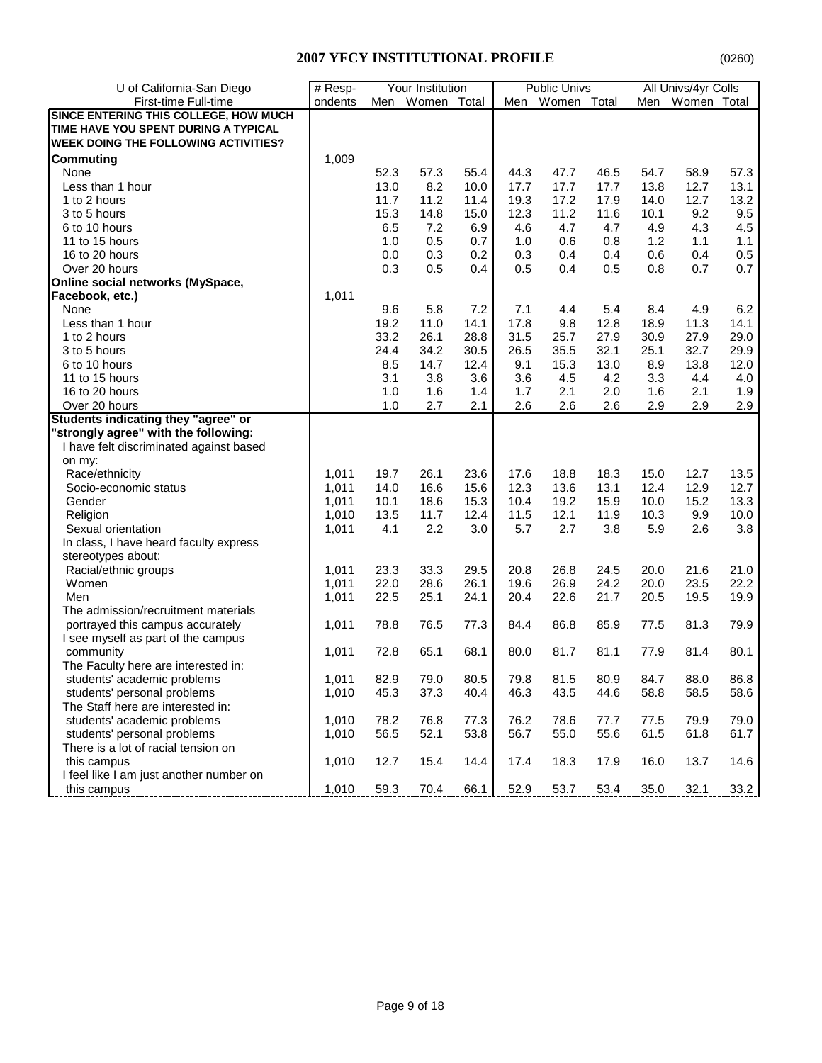# 2007 YFCY INSTITUTIONAL PROFILE

(0260)

| U of California-San Diego | # Resp- | Your Institution | | | Public Univs | | | All Univs/4yr Colls | | |
|---|---|---|---|---|---|---|---|---|---|---|
| First-time Full-time | ondents | Men | Women | Total | Men | Women | Total | Men | Women | Total |
| **SINCE ENTERING THIS COLLEGE, HOW MUCH TIME HAVE YOU SPENT DURING A TYPICAL WEEK DOING THE FOLLOWING ACTIVITIES?** | | | | | | | | | | |
| **Commuting** | 1,009 | | | | | | | | | |
| None | | 52.3 | 57.3 | 55.4 | 44.3 | 47.7 | 46.5 | 54.7 | 58.9 | 57.3 |
| Less than 1 hour | | 13.0 | 8.2 | 10.0 | 17.7 | 17.7 | 17.7 | 13.8 | 12.7 | 13.1 |
| 1 to 2 hours | | 11.7 | 11.2 | 11.4 | 19.3 | 17.2 | 17.9 | 14.0 | 12.7 | 13.2 |
| 3 to 5 hours | | 15.3 | 14.8 | 15.0 | 12.3 | 11.2 | 11.6 | 10.1 | 9.2 | 9.5 |
| 6 to 10 hours | | 6.5 | 7.2 | 6.9 | 4.6 | 4.7 | 4.7 | 4.9 | 4.3 | 4.5 |
| 11 to 15 hours | | 1.0 | 0.5 | 0.7 | 1.0 | 0.6 | 0.8 | 1.2 | 1.1 | 1.1 |
| 16 to 20 hours | | 0.0 | 0.3 | 0.2 | 0.3 | 0.4 | 0.4 | 0.6 | 0.4 | 0.5 |
| Over 20 hours | | 0.3 | 0.5 | 0.4 | 0.5 | 0.4 | 0.5 | 0.8 | 0.7 | 0.7 |
| **Online social networks (MySpace, Facebook, etc.)** | 1,011 | | | | | | | | | |
| None | | 9.6 | 5.8 | 7.2 | 7.1 | 4.4 | 5.4 | 8.4 | 4.9 | 6.2 |
| Less than 1 hour | | 19.2 | 11.0 | 14.1 | 17.8 | 9.8 | 12.8 | 18.9 | 11.3 | 14.1 |
| 1 to 2 hours | | 33.2 | 26.1 | 28.8 | 31.5 | 25.7 | 27.9 | 30.9 | 27.9 | 29.0 |
| 3 to 5 hours | | 24.4 | 34.2 | 30.5 | 26.5 | 35.5 | 32.1 | 25.1 | 32.7 | 29.9 |
| 6 to 10 hours | | 8.5 | 14.7 | 12.4 | 9.1 | 15.3 | 13.0 | 8.9 | 13.8 | 12.0 |
| 11 to 15 hours | | 3.1 | 3.8 | 3.6 | 3.6 | 4.5 | 4.2 | 3.3 | 4.4 | 4.0 |
| 16 to 20 hours | | 1.0 | 1.6 | 1.4 | 1.7 | 2.1 | 2.0 | 1.6 | 2.1 | 1.9 |
| Over 20 hours | | 1.0 | 2.7 | 2.1 | 2.6 | 2.6 | 2.6 | 2.9 | 2.9 | 2.9 |
| **Students indicating they "agree" or "strongly agree" with the following:** | | | | | | | | | | |
| I have felt discriminated against based on my: | | | | | | | | | | |
| Race/ethnicity | 1,011 | 19.7 | 26.1 | 23.6 | 17.6 | 18.8 | 18.3 | 15.0 | 12.7 | 13.5 |
| Socio-economic status | 1,011 | 14.0 | 16.6 | 15.6 | 12.3 | 13.6 | 13.1 | 12.4 | 12.9 | 12.7 |
| Gender | 1,011 | 10.1 | 18.6 | 15.3 | 10.4 | 19.2 | 15.9 | 10.0 | 15.2 | 13.3 |
| Religion | 1,010 | 13.5 | 11.7 | 12.4 | 11.5 | 12.1 | 11.9 | 10.3 | 9.9 | 10.0 |
| Sexual orientation | 1,011 | 4.1 | 2.2 | 3.0 | 5.7 | 2.7 | 3.8 | 5.9 | 2.6 | 3.8 |
| In class, I have heard faculty express stereotypes about: | | | | | | | | | | |
| Racial/ethnic groups | 1,011 | 23.3 | 33.3 | 29.5 | 20.8 | 26.8 | 24.5 | 20.0 | 21.6 | 21.0 |
| Women | 1,011 | 22.0 | 28.6 | 26.1 | 19.6 | 26.9 | 24.2 | 20.0 | 23.5 | 22.2 |
| Men | 1,011 | 22.5 | 25.1 | 24.1 | 20.4 | 22.6 | 21.7 | 20.5 | 19.5 | 19.9 |
| The admission/recruitment materials portrayed this campus accurately | 1,011 | 78.8 | 76.5 | 77.3 | 84.4 | 86.8 | 85.9 | 77.5 | 81.3 | 79.9 |
| I see myself as part of the campus community | 1,011 | 72.8 | 65.1 | 68.1 | 80.0 | 81.7 | 81.1 | 77.9 | 81.4 | 80.1 |
| The Faculty here are interested in: | | | | | | | | | | |
| students' academic problems | 1,011 | 82.9 | 79.0 | 80.5 | 79.8 | 81.5 | 80.9 | 84.7 | 88.0 | 86.8 |
| students' personal problems | 1,010 | 45.3 | 37.3 | 40.4 | 46.3 | 43.5 | 44.6 | 58.8 | 58.5 | 58.6 |
| The Staff here are interested in: | | | | | | | | | | |
| students' academic problems | 1,010 | 78.2 | 76.8 | 77.3 | 76.2 | 78.6 | 77.7 | 77.5 | 79.9 | 79.0 |
| students' personal problems | 1,010 | 56.5 | 52.1 | 53.8 | 56.7 | 55.0 | 55.6 | 61.5 | 61.8 | 61.7 |
| There is a lot of racial tension on this campus | 1,010 | 12.7 | 15.4 | 14.4 | 17.4 | 18.3 | 17.9 | 16.0 | 13.7 | 14.6 |
| I feel like I am just another number on this campus | 1,010 | 59.3 | 70.4 | 66.1 | 52.9 | 53.7 | 53.4 | 35.0 | 32.1 | 33.2 |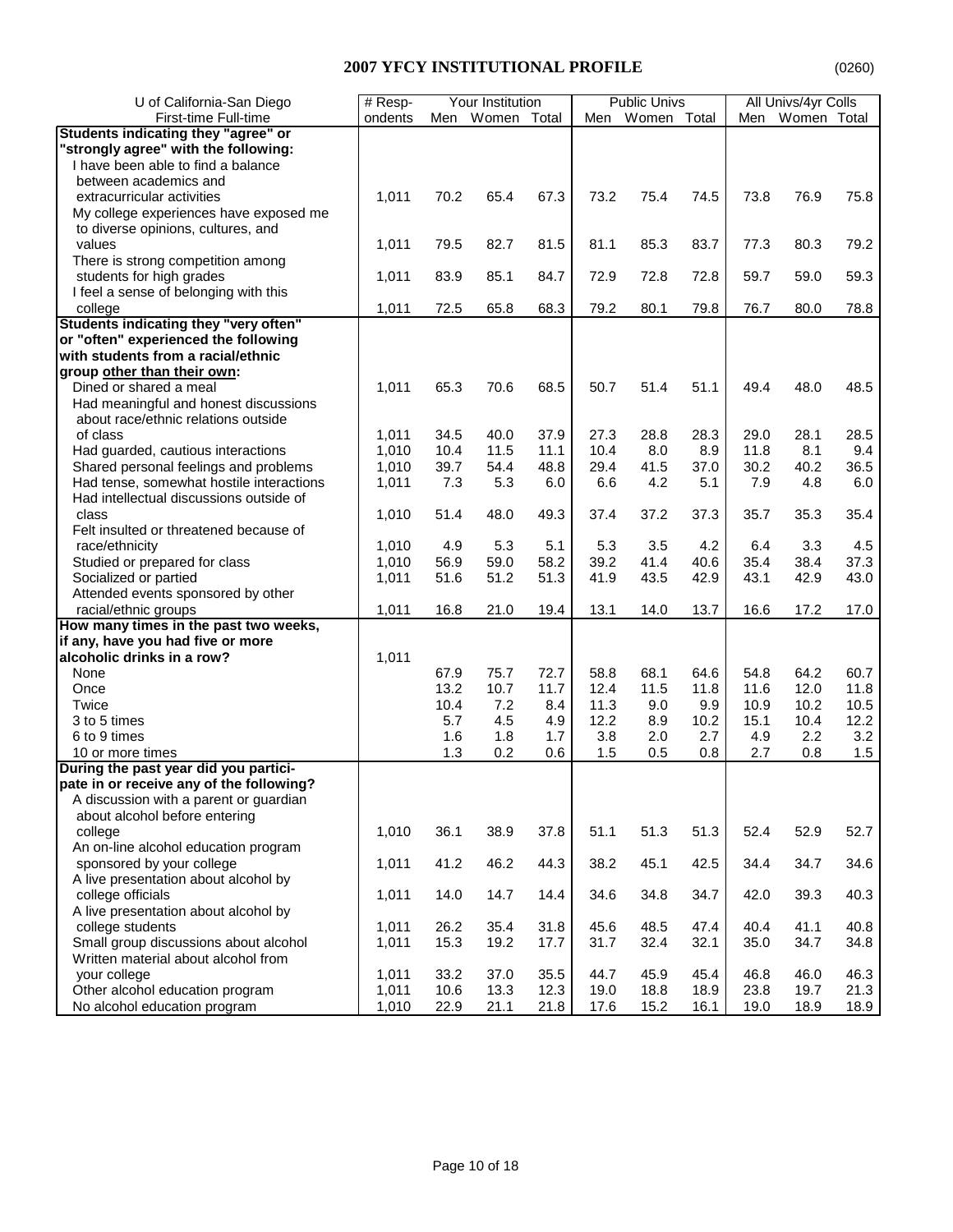## 2007 YFCY INSTITUTIONAL PROFILE

(0260)

| U of California-San Diego First-time Full-time | # Respondents | Your Institution | | | Public Univs | | | All Univs/4yr Colls | | |
|---|---|---|---|---|---|---|---|---|---|---|
| | | Men | Women | Total | Men | Women | Total | Men | Women | Total |
| **Students indicating they "agree" or "strongly agree" with the following:** | | | | | | | | | | |
| I have been able to find a balance between academics and extracurricular activities | 1,011 | 70.2 | 65.4 | 67.3 | 73.2 | 75.4 | 74.5 | 73.8 | 76.9 | 75.8 |
| My college experiences have exposed me to diverse opinions, cultures, and values | 1,011 | 79.5 | 82.7 | 81.5 | 81.1 | 85.3 | 83.7 | 77.3 | 80.3 | 79.2 |
| There is strong competition among students for high grades | 1,011 | 83.9 | 85.1 | 84.7 | 72.9 | 72.8 | 72.8 | 59.7 | 59.0 | 59.3 |
| I feel a sense of belonging with this college | 1,011 | 72.5 | 65.8 | 68.3 | 79.2 | 80.1 | 79.8 | 76.7 | 80.0 | 78.8 |
| **Students indicating they "very often" or "often" experienced the following with students from a racial/ethnic group other than their own:** | | | | | | | | | | |
| Dined or shared a meal | 1,011 | 65.3 | 70.6 | 68.5 | 50.7 | 51.4 | 51.1 | 49.4 | 48.0 | 48.5 |
| Had meaningful and honest discussions about race/ethnic relations outside of class | 1,011 | 34.5 | 40.0 | 37.9 | 27.3 | 28.8 | 28.3 | 29.0 | 28.1 | 28.5 |
| Had guarded, cautious interactions | 1,010 | 10.4 | 11.5 | 11.1 | 10.4 | 8.0 | 8.9 | 11.8 | 8.1 | 9.4 |
| Shared personal feelings and problems | 1,010 | 39.7 | 54.4 | 48.8 | 29.4 | 41.5 | 37.0 | 30.2 | 40.2 | 36.5 |
| Had tense, somewhat hostile interactions | 1,011 | 7.3 | 5.3 | 6.0 | 6.6 | 4.2 | 5.1 | 7.9 | 4.8 | 6.0 |
| Had intellectual discussions outside of class | 1,010 | 51.4 | 48.0 | 49.3 | 37.4 | 37.2 | 37.3 | 35.7 | 35.3 | 35.4 |
| Felt insulted or threatened because of race/ethnicity | 1,010 | 4.9 | 5.3 | 5.1 | 5.3 | 3.5 | 4.2 | 6.4 | 3.3 | 4.5 |
| Studied or prepared for class | 1,010 | 56.9 | 59.0 | 58.2 | 39.2 | 41.4 | 40.6 | 35.4 | 38.4 | 37.3 |
| Socialized or partied | 1,011 | 51.6 | 51.2 | 51.3 | 41.9 | 43.5 | 42.9 | 43.1 | 42.9 | 43.0 |
| Attended events sponsored by other racial/ethnic groups | 1,011 | 16.8 | 21.0 | 19.4 | 13.1 | 14.0 | 13.7 | 16.6 | 17.2 | 17.0 |
| **How many times in the past two weeks, if any, have you had five or more alcoholic drinks in a row?** | 1,011 | | | | | | | | | |
| None | | 67.9 | 75.7 | 72.7 | 58.8 | 68.1 | 64.6 | 54.8 | 64.2 | 60.7 |
| Once | | 13.2 | 10.7 | 11.7 | 12.4 | 11.5 | 11.8 | 11.6 | 12.0 | 11.8 |
| Twice | | 10.4 | 7.2 | 8.4 | 11.3 | 9.0 | 9.9 | 10.9 | 10.2 | 10.5 |
| 3 to 5 times | | 5.7 | 4.5 | 4.9 | 12.2 | 8.9 | 10.2 | 15.1 | 10.4 | 12.2 |
| 6 to 9 times | | 1.6 | 1.8 | 1.7 | 3.8 | 2.0 | 2.7 | 4.9 | 2.2 | 3.2 |
| 10 or more times | | 1.3 | 0.2 | 0.6 | 1.5 | 0.5 | 0.8 | 2.7 | 0.8 | 1.5 |
| **During the past year did you participate in or receive any of the following?** | | | | | | | | | | |
| A discussion with a parent or guardian about alcohol before entering college | 1,010 | 36.1 | 38.9 | 37.8 | 51.1 | 51.3 | 51.3 | 52.4 | 52.9 | 52.7 |
| An on-line alcohol education program sponsored by your college | 1,011 | 41.2 | 46.2 | 44.3 | 38.2 | 45.1 | 42.5 | 34.4 | 34.7 | 34.6 |
| A live presentation about alcohol by college officials | 1,011 | 14.0 | 14.7 | 14.4 | 34.6 | 34.8 | 34.7 | 42.0 | 39.3 | 40.3 |
| A live presentation about alcohol by college students | 1,011 | 26.2 | 35.4 | 31.8 | 45.6 | 48.5 | 47.4 | 40.4 | 41.1 | 40.8 |
| Small group discussions about alcohol | 1,011 | 15.3 | 19.2 | 17.7 | 31.7 | 32.4 | 32.1 | 35.0 | 34.7 | 34.8 |
| Written material about alcohol from your college | 1,011 | 33.2 | 37.0 | 35.5 | 44.7 | 45.9 | 45.4 | 46.8 | 46.0 | 46.3 |
| Other alcohol education program | 1,011 | 10.6 | 13.3 | 12.3 | 19.0 | 18.8 | 18.9 | 23.8 | 19.7 | 21.3 |
| No alcohol education program | 1,010 | 22.9 | 21.1 | 21.8 | 17.6 | 15.2 | 16.1 | 19.0 | 18.9 | 18.9 |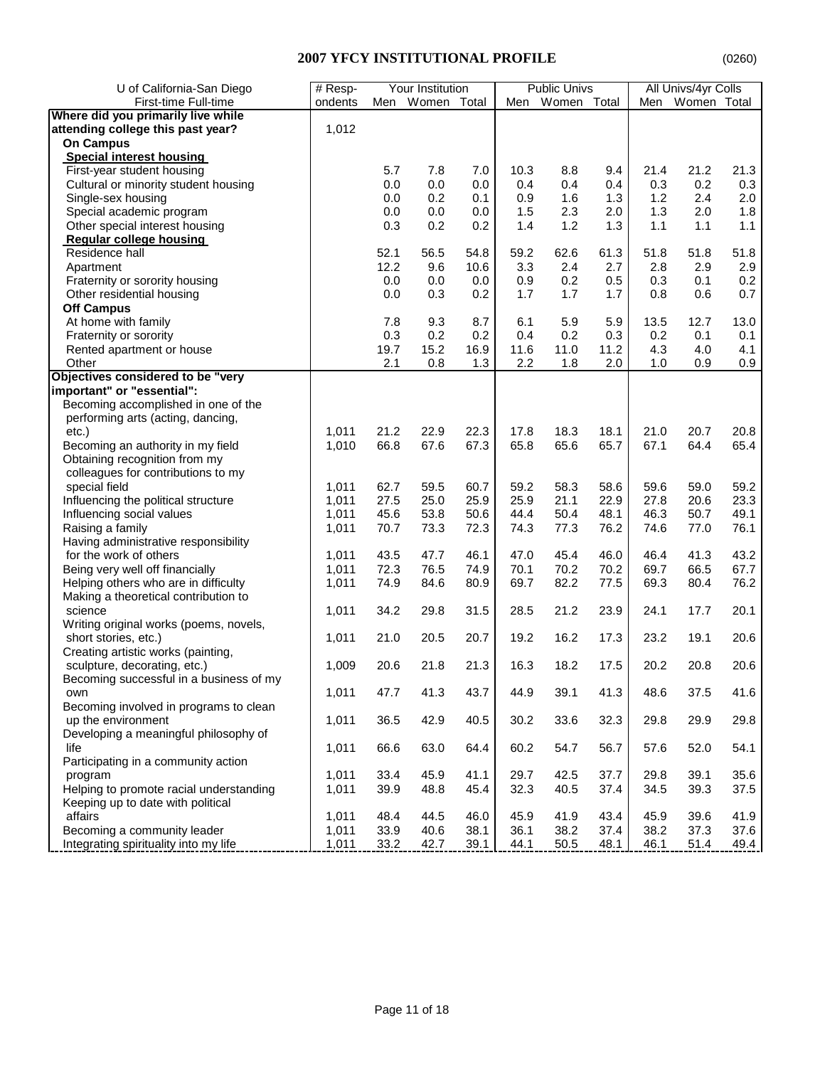# 2007 YFCY INSTITUTIONAL PROFILE

(0260)

| U of California-San Diego | # Resp- | Your Institution | | | Public Univs | | | All Univs/4yr Colls | | |
|---|---|---|---|---|---|---|---|---|---|---|
| First-time Full-time | ondents | Men | Women | Total | Men | Women | Total | Men | Women | Total |
| **Where did you primarily live while attending college this past year?** | 1,012 | | | | | | | | | |
| **On Campus** | | | | | | | | | | |
| **Special interest housing** | | | | | | | | | | |
| First-year student housing | | 5.7 | 7.8 | 7.0 | 10.3 | 8.8 | 9.4 | 21.4 | 21.2 | 21.3 |
| Cultural or minority student housing | | 0.0 | 0.0 | 0.0 | 0.4 | 0.4 | 0.4 | 0.3 | 0.2 | 0.3 |
| Single-sex housing | | 0.0 | 0.2 | 0.1 | 0.9 | 1.6 | 1.3 | 1.2 | 2.4 | 2.0 |
| Special academic program | | 0.0 | 0.0 | 0.0 | 1.5 | 2.3 | 2.0 | 1.3 | 2.0 | 1.8 |
| Other special interest housing | | 0.3 | 0.2 | 0.2 | 1.4 | 1.2 | 1.3 | 1.1 | 1.1 | 1.1 |
| **Regular college housing** | | | | | | | | | | |
| Residence hall | | 52.1 | 56.5 | 54.8 | 59.2 | 62.6 | 61.3 | 51.8 | 51.8 | 51.8 |
| Apartment | | 12.2 | 9.6 | 10.6 | 3.3 | 2.4 | 2.7 | 2.8 | 2.9 | 2.9 |
| Fraternity or sorority housing | | 0.0 | 0.0 | 0.0 | 0.9 | 0.2 | 0.5 | 0.3 | 0.1 | 0.2 |
| Other residential housing | | 0.0 | 0.3 | 0.2 | 1.7 | 1.7 | 1.7 | 0.8 | 0.6 | 0.7 |
| **Off Campus** | | | | | | | | | | |
| At home with family | | 7.8 | 9.3 | 8.7 | 6.1 | 5.9 | 5.9 | 13.5 | 12.7 | 13.0 |
| Fraternity or sorority | | 0.3 | 0.2 | 0.2 | 0.4 | 0.2 | 0.3 | 0.2 | 0.1 | 0.1 |
| Rented apartment or house | | 19.7 | 15.2 | 16.9 | 11.6 | 11.0 | 11.2 | 4.3 | 4.0 | 4.1 |
| Other | | 2.1 | 0.8 | 1.3 | 2.2 | 1.8 | 2.0 | 1.0 | 0.9 | 0.9 |
| **Objectives considered to be "very important" or "essential":** | | | | | | | | | | |
| Becoming accomplished in one of the performing arts (acting, dancing, etc.) | 1,011 | 21.2 | 22.9 | 22.3 | 17.8 | 18.3 | 18.1 | 21.0 | 20.7 | 20.8 |
| Becoming an authority in my field | 1,010 | 66.8 | 67.6 | 67.3 | 65.8 | 65.6 | 65.7 | 67.1 | 64.4 | 65.4 |
| Obtaining recognition from my colleagues for contributions to my special field | 1,011 | 62.7 | 59.5 | 60.7 | 59.2 | 58.3 | 58.6 | 59.6 | 59.0 | 59.2 |
| Influencing the political structure | 1,011 | 27.5 | 25.0 | 25.9 | 25.9 | 21.1 | 22.9 | 27.8 | 20.6 | 23.3 |
| Influencing social values | 1,011 | 45.6 | 53.8 | 50.6 | 44.4 | 50.4 | 48.1 | 46.3 | 50.7 | 49.1 |
| Raising a family | 1,011 | 70.7 | 73.3 | 72.3 | 74.3 | 77.3 | 76.2 | 74.6 | 77.0 | 76.1 |
| Having administrative responsibility for the work of others | 1,011 | 43.5 | 47.7 | 46.1 | 47.0 | 45.4 | 46.0 | 46.4 | 41.3 | 43.2 |
| Being very well off financially | 1,011 | 72.3 | 76.5 | 74.9 | 70.1 | 70.2 | 70.2 | 69.7 | 66.5 | 67.7 |
| Helping others who are in difficulty | 1,011 | 74.9 | 84.6 | 80.9 | 69.7 | 82.2 | 77.5 | 69.3 | 80.4 | 76.2 |
| Making a theoretical contribution to science | 1,011 | 34.2 | 29.8 | 31.5 | 28.5 | 21.2 | 23.9 | 24.1 | 17.7 | 20.1 |
| Writing original works (poems, novels, short stories, etc.) | 1,011 | 21.0 | 20.5 | 20.7 | 19.2 | 16.2 | 17.3 | 23.2 | 19.1 | 20.6 |
| Creating artistic works (painting, sculpture, decorating, etc.) | 1,009 | 20.6 | 21.8 | 21.3 | 16.3 | 18.2 | 17.5 | 20.2 | 20.8 | 20.6 |
| Becoming successful in a business of my own | 1,011 | 47.7 | 41.3 | 43.7 | 44.9 | 39.1 | 41.3 | 48.6 | 37.5 | 41.6 |
| Becoming involved in programs to clean up the environment | 1,011 | 36.5 | 42.9 | 40.5 | 30.2 | 33.6 | 32.3 | 29.8 | 29.9 | 29.8 |
| Developing a meaningful philosophy of life | 1,011 | 66.6 | 63.0 | 64.4 | 60.2 | 54.7 | 56.7 | 57.6 | 52.0 | 54.1 |
| Participating in a community action program | 1,011 | 33.4 | 45.9 | 41.1 | 29.7 | 42.5 | 37.7 | 29.8 | 39.1 | 35.6 |
| Helping to promote racial understanding | 1,011 | 39.9 | 48.8 | 45.4 | 32.3 | 40.5 | 37.4 | 34.5 | 39.3 | 37.5 |
| Keeping up to date with political affairs | 1,011 | 48.4 | 44.5 | 46.0 | 45.9 | 41.9 | 43.4 | 45.9 | 39.6 | 41.9 |
| Becoming a community leader | 1,011 | 33.9 | 40.6 | 38.1 | 36.1 | 38.2 | 37.4 | 38.2 | 37.3 | 37.6 |
| Integrating spirituality into my life | 1,011 | 33.2 | 42.7 | 39.1 | 44.1 | 50.5 | 48.1 | 46.1 | 51.4 | 49.4 |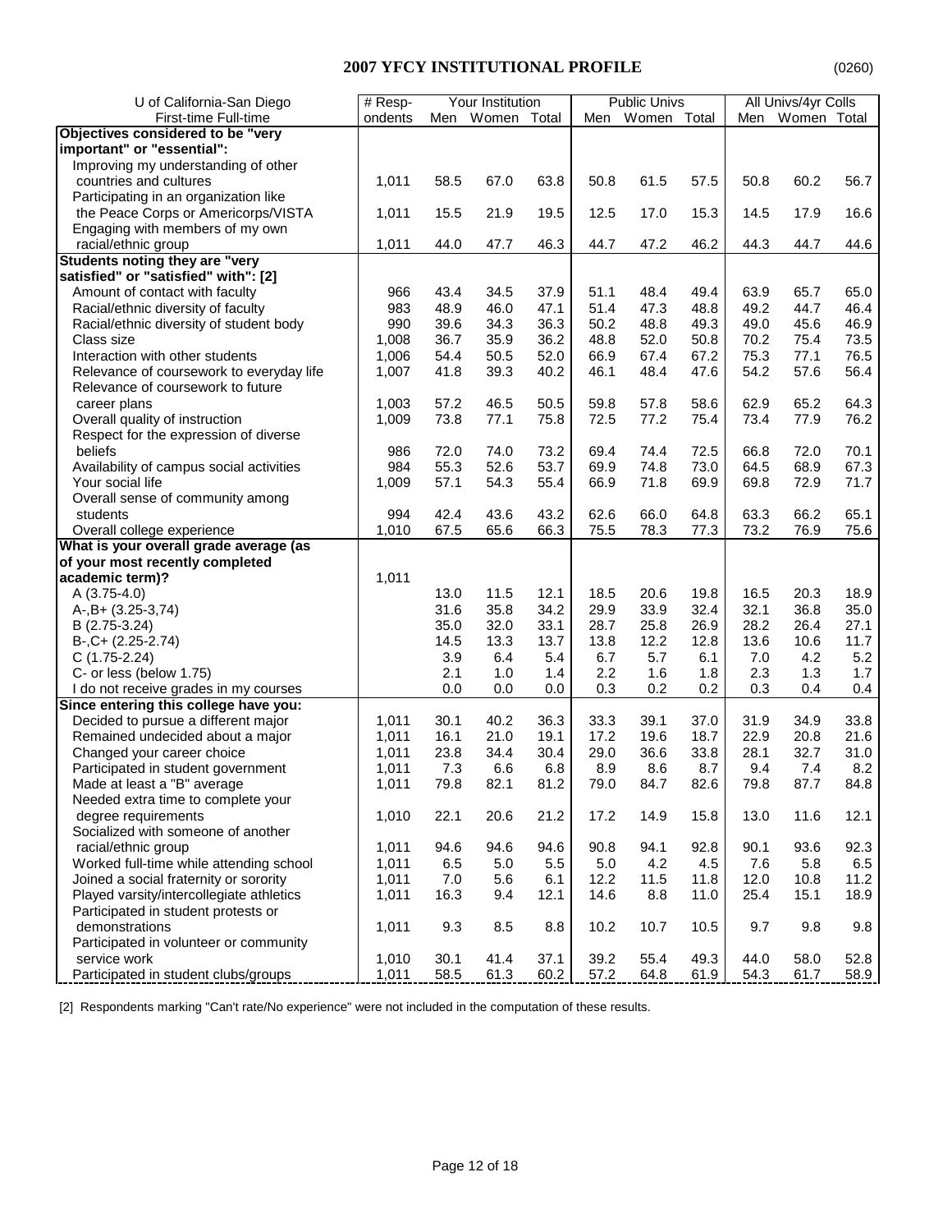# 2007 YFCY INSTITUTIONAL PROFILE

(0260)

| U of California-San Diego<br>First-time Full-time | # Respondents | Your Institution | | | Public Univs | | | All Univs/4yr Colls | | |
|---|---|---|---|---|---|---|---|---|---|---|
| | | Men | Women | Total | Men | Women | Total | Men | Women | Total |
| **Objectives considered to be "very important" or "essential":** | | | | | | | | | | |
| Improving my understanding of other countries and cultures | 1,011 | 58.5 | 67.0 | 63.8 | 50.8 | 61.5 | 57.5 | 50.8 | 60.2 | 56.7 |
| Participating in an organization like the Peace Corps or Americorps/VISTA | 1,011 | 15.5 | 21.9 | 19.5 | 12.5 | 17.0 | 15.3 | 14.5 | 17.9 | 16.6 |
| Engaging with members of my own racial/ethnic group | 1,011 | 44.0 | 47.7 | 46.3 | 44.7 | 47.2 | 46.2 | 44.3 | 44.7 | 44.6 |
| **Students noting they are "very satisfied" or "satisfied" with": [2]** | | | | | | | | | | |
| Amount of contact with faculty | 966 | 43.4 | 34.5 | 37.9 | 51.1 | 48.4 | 49.4 | 63.9 | 65.7 | 65.0 |
| Racial/ethnic diversity of faculty | 983 | 48.9 | 46.0 | 47.1 | 51.4 | 47.3 | 48.8 | 49.2 | 44.7 | 46.4 |
| Racial/ethnic diversity of student body | 990 | 39.6 | 34.3 | 36.3 | 50.2 | 48.8 | 49.3 | 49.0 | 45.6 | 46.9 |
| Class size | 1,008 | 36.7 | 35.9 | 36.2 | 48.8 | 52.0 | 50.8 | 70.2 | 75.4 | 73.5 |
| Interaction with other students | 1,006 | 54.4 | 50.5 | 52.0 | 66.9 | 67.4 | 67.2 | 75.3 | 77.1 | 76.5 |
| Relevance of coursework to everyday life | 1,007 | 41.8 | 39.3 | 40.2 | 46.1 | 48.4 | 47.6 | 54.2 | 57.6 | 56.4 |
| Relevance of coursework to future career plans | 1,003 | 57.2 | 46.5 | 50.5 | 59.8 | 57.8 | 58.6 | 62.9 | 65.2 | 64.3 |
| Overall quality of instruction | 1,009 | 73.8 | 77.1 | 75.8 | 72.5 | 77.2 | 75.4 | 73.4 | 77.9 | 76.2 |
| Respect for the expression of diverse beliefs | 986 | 72.0 | 74.0 | 73.2 | 69.4 | 74.4 | 72.5 | 66.8 | 72.0 | 70.1 |
| Availability of campus social activities | 984 | 55.3 | 52.6 | 53.7 | 69.9 | 74.8 | 73.0 | 64.5 | 68.9 | 67.3 |
| Your social life | 1,009 | 57.1 | 54.3 | 55.4 | 66.9 | 71.8 | 69.9 | 69.8 | 72.9 | 71.7 |
| Overall sense of community among students | 994 | 42.4 | 43.6 | 43.2 | 62.6 | 66.0 | 64.8 | 63.3 | 66.2 | 65.1 |
| Overall college experience | 1,010 | 67.5 | 65.6 | 66.3 | 75.5 | 78.3 | 77.3 | 73.2 | 76.9 | 75.6 |
| **What is your overall grade average (as of your most recently completed academic term)?** | 1,011 | | | | | | | | | |
| A (3.75-4.0) | | 13.0 | 11.5 | 12.1 | 18.5 | 20.6 | 19.8 | 16.5 | 20.3 | 18.9 |
| A-,B+ (3.25-3,74) | | 31.6 | 35.8 | 34.2 | 29.9 | 33.9 | 32.4 | 32.1 | 36.8 | 35.0 |
| B (2.75-3.24) | | 35.0 | 32.0 | 33.1 | 28.7 | 25.8 | 26.9 | 28.2 | 26.4 | 27.1 |
| B-,C+ (2.25-2.74) | | 14.5 | 13.3 | 13.7 | 13.8 | 12.2 | 12.8 | 13.6 | 10.6 | 11.7 |
| C (1.75-2.24) | | 3.9 | 6.4 | 5.4 | 6.7 | 5.7 | 6.1 | 7.0 | 4.2 | 5.2 |
| C- or less (below 1.75) | | 2.1 | 1.0 | 1.4 | 2.2 | 1.6 | 1.8 | 2.3 | 1.3 | 1.7 |
| I do not receive grades in my courses | | 0.0 | 0.0 | 0.0 | 0.3 | 0.2 | 0.2 | 0.3 | 0.4 | 0.4 |
| **Since entering this college have you:** | | | | | | | | | | |
| Decided to pursue a different major | 1,011 | 30.1 | 40.2 | 36.3 | 33.3 | 39.1 | 37.0 | 31.9 | 34.9 | 33.8 |
| Remained undecided about a major | 1,011 | 16.1 | 21.0 | 19.1 | 17.2 | 19.6 | 18.7 | 22.9 | 20.8 | 21.6 |
| Changed your career choice | 1,011 | 23.8 | 34.4 | 30.4 | 29.0 | 36.6 | 33.8 | 28.1 | 32.7 | 31.0 |
| Participated in student government | 1,011 | 7.3 | 6.6 | 6.8 | 8.9 | 8.6 | 8.7 | 9.4 | 7.4 | 8.2 |
| Made at least a "B" average | 1,011 | 79.8 | 82.1 | 81.2 | 79.0 | 84.7 | 82.6 | 79.8 | 87.7 | 84.8 |
| Needed extra time to complete your degree requirements | 1,010 | 22.1 | 20.6 | 21.2 | 17.2 | 14.9 | 15.8 | 13.0 | 11.6 | 12.1 |
| Socialized with someone of another racial/ethnic group | 1,011 | 94.6 | 94.6 | 94.6 | 90.8 | 94.1 | 92.8 | 90.1 | 93.6 | 92.3 |
| Worked full-time while attending school | 1,011 | 6.5 | 5.0 | 5.5 | 5.0 | 4.2 | 4.5 | 7.6 | 5.8 | 6.5 |
| Joined a social fraternity or sorority | 1,011 | 7.0 | 5.6 | 6.1 | 12.2 | 11.5 | 11.8 | 12.0 | 10.8 | 11.2 |
| Played varsity/intercollegiate athletics | 1,011 | 16.3 | 9.4 | 12.1 | 14.6 | 8.8 | 11.0 | 25.4 | 15.1 | 18.9 |
| Participated in student protests or demonstrations | 1,011 | 9.3 | 8.5 | 8.8 | 10.2 | 10.7 | 10.5 | 9.7 | 9.8 | 9.8 |
| Participated in volunteer or community service work | 1,010 | 30.1 | 41.4 | 37.1 | 39.2 | 55.4 | 49.3 | 44.0 | 58.0 | 52.8 |
| Participated in student clubs/groups | 1,011 | 58.5 | 61.3 | 60.2 | 57.2 | 64.8 | 61.9 | 54.3 | 61.7 | 58.9 |

[2] Respondents marking "Can't rate/No experience" were not included in the computation of these results.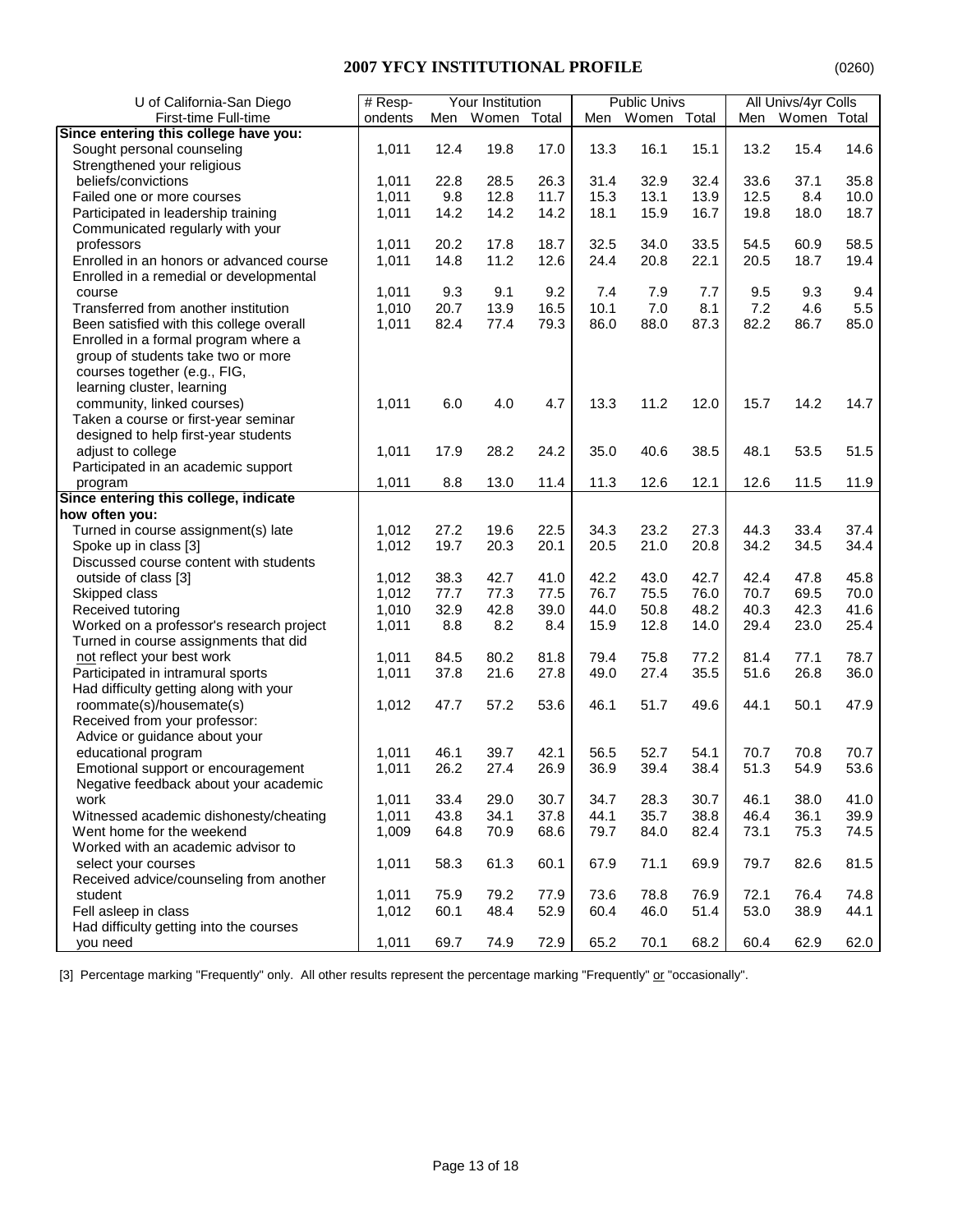# 2007 YFCY INSTITUTIONAL PROFILE

(0260)

| U of California-San Diego | # Resp- | Your Institution | | | Public Univs | | | All Univs/4yr Colls | | |
|---|---|---|---|---|---|---|---|---|---|---|
| First-time Full-time | ondents | Men | Women | Total | Men | Women | Total | Men | Women | Total |
| **Since entering this college have you:** | | | | | | | | | | |
| Sought personal counseling | 1,011 | 12.4 | 19.8 | 17.0 | 13.3 | 16.1 | 15.1 | 13.2 | 15.4 | 14.6 |
| Strengthened your religious beliefs/convictions | 1,011 | 22.8 | 28.5 | 26.3 | 31.4 | 32.9 | 32.4 | 33.6 | 37.1 | 35.8 |
| Failed one or more courses | 1,011 | 9.8 | 12.8 | 11.7 | 15.3 | 13.1 | 13.9 | 12.5 | 8.4 | 10.0 |
| Participated in leadership training | 1,011 | 14.2 | 14.2 | 14.2 | 18.1 | 15.9 | 16.7 | 19.8 | 18.0 | 18.7 |
| Communicated regularly with your professors | 1,011 | 20.2 | 17.8 | 18.7 | 32.5 | 34.0 | 33.5 | 54.5 | 60.9 | 58.5 |
| Enrolled in an honors or advanced course | 1,011 | 14.8 | 11.2 | 12.6 | 24.4 | 20.8 | 22.1 | 20.5 | 18.7 | 19.4 |
| Enrolled in a remedial or developmental course | 1,011 | 9.3 | 9.1 | 9.2 | 7.4 | 7.9 | 7.7 | 9.5 | 9.3 | 9.4 |
| Transferred from another institution | 1,010 | 20.7 | 13.9 | 16.5 | 10.1 | 7.0 | 8.1 | 7.2 | 4.6 | 5.5 |
| Been satisfied with this college overall | 1,011 | 82.4 | 77.4 | 79.3 | 86.0 | 88.0 | 87.3 | 82.2 | 86.7 | 85.0 |
| Enrolled in a formal program where a group of students take two or more courses together (e.g., FIG, learning cluster, learning community, linked courses) | 1,011 | 6.0 | 4.0 | 4.7 | 13.3 | 11.2 | 12.0 | 15.7 | 14.2 | 14.7 |
| Taken a course or first-year seminar designed to help first-year students adjust to college | 1,011 | 17.9 | 28.2 | 24.2 | 35.0 | 40.6 | 38.5 | 48.1 | 53.5 | 51.5 |
| Participated in an academic support program | 1,011 | 8.8 | 13.0 | 11.4 | 11.3 | 12.6 | 12.1 | 12.6 | 11.5 | 11.9 |
| **Since entering this college, indicate how often you:** | | | | | | | | | | |
| Turned in course assignment(s) late | 1,012 | 27.2 | 19.6 | 22.5 | 34.3 | 23.2 | 27.3 | 44.3 | 33.4 | 37.4 |
| Spoke up in class [3] | 1,012 | 19.7 | 20.3 | 20.1 | 20.5 | 21.0 | 20.8 | 34.2 | 34.5 | 34.4 |
| Discussed course content with students outside of class [3] | 1,012 | 38.3 | 42.7 | 41.0 | 42.2 | 43.0 | 42.7 | 42.4 | 47.8 | 45.8 |
| Skipped class | 1,012 | 77.7 | 77.3 | 77.5 | 76.7 | 75.5 | 76.0 | 70.7 | 69.5 | 70.0 |
| Received tutoring | 1,010 | 32.9 | 42.8 | 39.0 | 44.0 | 50.8 | 48.2 | 40.3 | 42.3 | 41.6 |
| Worked on a professor's research project | 1,011 | 8.8 | 8.2 | 8.4 | 15.9 | 12.8 | 14.0 | 29.4 | 23.0 | 25.4 |
| Turned in course assignments that did not reflect your best work | 1,011 | 84.5 | 80.2 | 81.8 | 79.4 | 75.8 | 77.2 | 81.4 | 77.1 | 78.7 |
| Participated in intramural sports | 1,011 | 37.8 | 21.6 | 27.8 | 49.0 | 27.4 | 35.5 | 51.6 | 26.8 | 36.0 |
| Had difficulty getting along with your roommate(s)/housemate(s) | 1,012 | 47.7 | 57.2 | 53.6 | 46.1 | 51.7 | 49.6 | 44.1 | 50.1 | 47.9 |
| Received from your professor: | | | | | | | | | | |
| Advice or guidance about your educational program | 1,011 | 46.1 | 39.7 | 42.1 | 56.5 | 52.7 | 54.1 | 70.7 | 70.8 | 70.7 |
| Emotional support or encouragement | 1,011 | 26.2 | 27.4 | 26.9 | 36.9 | 39.4 | 38.4 | 51.3 | 54.9 | 53.6 |
| Negative feedback about your academic work | 1,011 | 33.4 | 29.0 | 30.7 | 34.7 | 28.3 | 30.7 | 46.1 | 38.0 | 41.0 |
| Witnessed academic dishonesty/cheating | 1,011 | 43.8 | 34.1 | 37.8 | 44.1 | 35.7 | 38.8 | 46.4 | 36.1 | 39.9 |
| Went home for the weekend | 1,009 | 64.8 | 70.9 | 68.6 | 79.7 | 84.0 | 82.4 | 73.1 | 75.3 | 74.5 |
| Worked with an academic advisor to select your courses | 1,011 | 58.3 | 61.3 | 60.1 | 67.9 | 71.1 | 69.9 | 79.7 | 82.6 | 81.5 |
| Received advice/counseling from another student | 1,011 | 75.9 | 79.2 | 77.9 | 73.6 | 78.8 | 76.9 | 72.1 | 76.4 | 74.8 |
| Fell asleep in class | 1,012 | 60.1 | 48.4 | 52.9 | 60.4 | 46.0 | 51.4 | 53.0 | 38.9 | 44.1 |
| Had difficulty getting into the courses you need | 1,011 | 69.7 | 74.9 | 72.9 | 65.2 | 70.1 | 68.2 | 60.4 | 62.9 | 62.0 |

[3] Percentage marking "Frequently" only. All other results represent the percentage marking "Frequently" or "occasionally".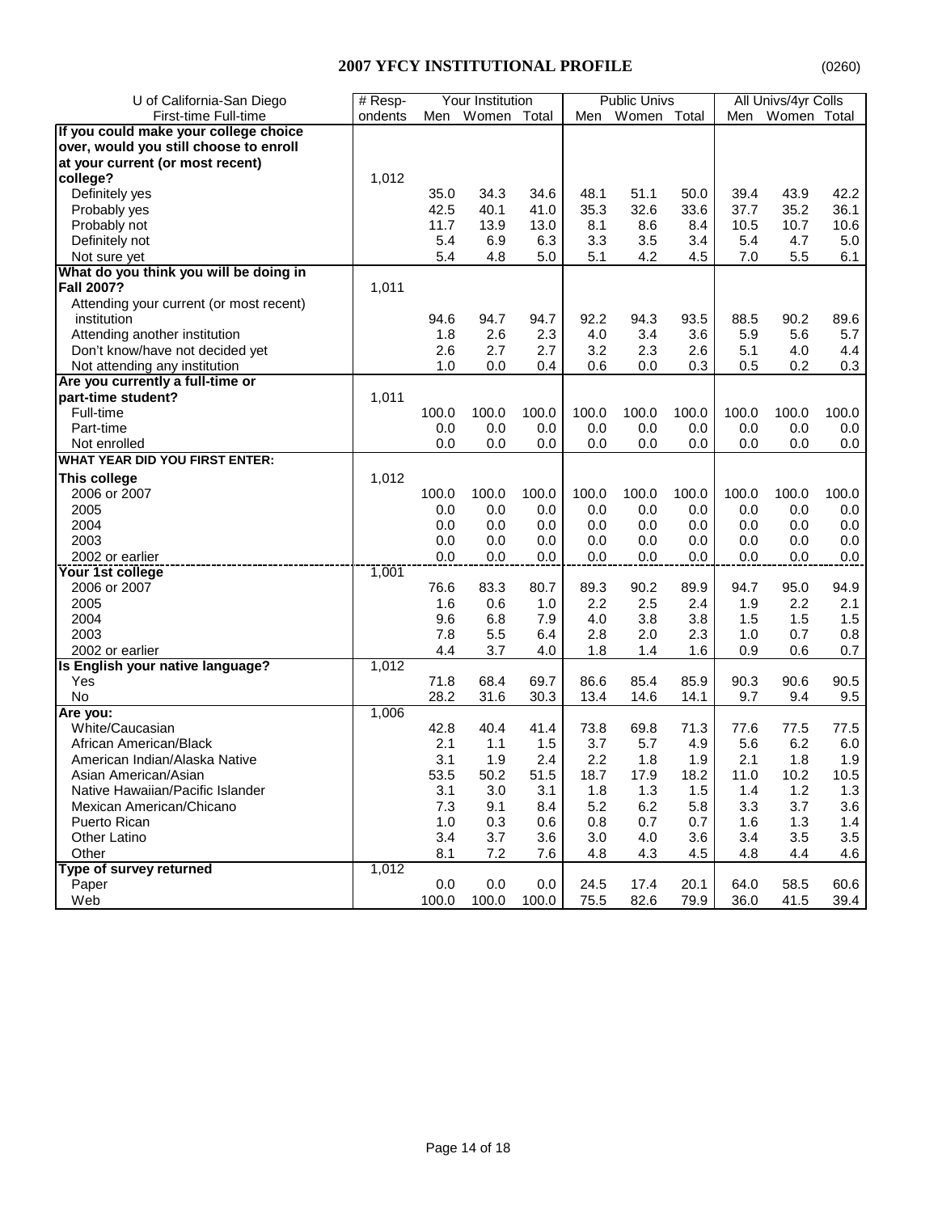## 2007 YFCY INSTITUTIONAL PROFILE

(0260)

| U of California-San Diego | # Resp- | Your Institution | | | Public Univs | | | All Univs/4yr Colls | | |
|---|---|---|---|---|---|---|---|---|---|---|
| First-time Full-time | ondents | Men | Women | Total | Men | Women | Total | Men | Women | Total |
| **If you could make your college choice over, would you still choose to enroll at your current (or most recent) college?** | 1,012 | | | | | | | | | |
| Definitely yes | | 35.0 | 34.3 | 34.6 | 48.1 | 51.1 | 50.0 | 39.4 | 43.9 | 42.2 |
| Probably yes | | 42.5 | 40.1 | 41.0 | 35.3 | 32.6 | 33.6 | 37.7 | 35.2 | 36.1 |
| Probably not | | 11.7 | 13.9 | 13.0 | 8.1 | 8.6 | 8.4 | 10.5 | 10.7 | 10.6 |
| Definitely not | | 5.4 | 6.9 | 6.3 | 3.3 | 3.5 | 3.4 | 5.4 | 4.7 | 5.0 |
| Not sure yet | | 5.4 | 4.8 | 5.0 | 5.1 | 4.2 | 4.5 | 7.0 | 5.5 | 6.1 |
| **What do you think you will be doing in Fall 2007?** | 1,011 | | | | | | | | | |
| Attending your current (or most recent) institution | | 94.6 | 94.7 | 94.7 | 92.2 | 94.3 | 93.5 | 88.5 | 90.2 | 89.6 |
| Attending another institution | | 1.8 | 2.6 | 2.3 | 4.0 | 3.4 | 3.6 | 5.9 | 5.6 | 5.7 |
| Don't know/have not decided yet | | 2.6 | 2.7 | 2.7 | 3.2 | 2.3 | 2.6 | 5.1 | 4.0 | 4.4 |
| Not attending any institution | | 1.0 | 0.0 | 0.4 | 0.6 | 0.0 | 0.3 | 0.5 | 0.2 | 0.3 |
| **Are you currently a full-time or part-time student?** | 1,011 | | | | | | | | | |
| Full-time | | 100.0 | 100.0 | 100.0 | 100.0 | 100.0 | 100.0 | 100.0 | 100.0 | 100.0 |
| Part-time | | 0.0 | 0.0 | 0.0 | 0.0 | 0.0 | 0.0 | 0.0 | 0.0 | 0.0 |
| Not enrolled | | 0.0 | 0.0 | 0.0 | 0.0 | 0.0 | 0.0 | 0.0 | 0.0 | 0.0 |
| **WHAT YEAR DID YOU FIRST ENTER:** | | | | | | | | | | |
| **This college** | 1,012 | | | | | | | | | |
| 2006 or 2007 | | 100.0 | 100.0 | 100.0 | 100.0 | 100.0 | 100.0 | 100.0 | 100.0 | 100.0 |
| 2005 | | 0.0 | 0.0 | 0.0 | 0.0 | 0.0 | 0.0 | 0.0 | 0.0 | 0.0 |
| 2004 | | 0.0 | 0.0 | 0.0 | 0.0 | 0.0 | 0.0 | 0.0 | 0.0 | 0.0 |
| 2003 | | 0.0 | 0.0 | 0.0 | 0.0 | 0.0 | 0.0 | 0.0 | 0.0 | 0.0 |
| 2002 or earlier | | 0.0 | 0.0 | 0.0 | 0.0 | 0.0 | 0.0 | 0.0 | 0.0 | 0.0 |
| **Your 1st college** | 1,001 | | | | | | | | | |
| 2006 or 2007 | | 76.6 | 83.3 | 80.7 | 89.3 | 90.2 | 89.9 | 94.7 | 95.0 | 94.9 |
| 2005 | | 1.6 | 0.6 | 1.0 | 2.2 | 2.5 | 2.4 | 1.9 | 2.2 | 2.1 |
| 2004 | | 9.6 | 6.8 | 7.9 | 4.0 | 3.8 | 3.8 | 1.5 | 1.5 | 1.5 |
| 2003 | | 7.8 | 5.5 | 6.4 | 2.8 | 2.0 | 2.3 | 1.0 | 0.7 | 0.8 |
| 2002 or earlier | | 4.4 | 3.7 | 4.0 | 1.8 | 1.4 | 1.6 | 0.9 | 0.6 | 0.7 |
| **Is English your native language?** | 1,012 | | | | | | | | | |
| Yes | | 71.8 | 68.4 | 69.7 | 86.6 | 85.4 | 85.9 | 90.3 | 90.6 | 90.5 |
| No | | 28.2 | 31.6 | 30.3 | 13.4 | 14.6 | 14.1 | 9.7 | 9.4 | 9.5 |
| **Are you:** | 1,006 | | | | | | | | | |
| White/Caucasian | | 42.8 | 40.4 | 41.4 | 73.8 | 69.8 | 71.3 | 77.6 | 77.5 | 77.5 |
| African American/Black | | 2.1 | 1.1 | 1.5 | 3.7 | 5.7 | 4.9 | 5.6 | 6.2 | 6.0 |
| American Indian/Alaska Native | | 3.1 | 1.9 | 2.4 | 2.2 | 1.8 | 1.9 | 2.1 | 1.8 | 1.9 |
| Asian American/Asian | | 53.5 | 50.2 | 51.5 | 18.7 | 17.9 | 18.2 | 11.0 | 10.2 | 10.5 |
| Native Hawaiian/Pacific Islander | | 3.1 | 3.0 | 3.1 | 1.8 | 1.3 | 1.5 | 1.4 | 1.2 | 1.3 |
| Mexican American/Chicano | | 7.3 | 9.1 | 8.4 | 5.2 | 6.2 | 5.8 | 3.3 | 3.7 | 3.6 |
| Puerto Rican | | 1.0 | 0.3 | 0.6 | 0.8 | 0.7 | 0.7 | 1.6 | 1.3 | 1.4 |
| Other Latino | | 3.4 | 3.7 | 3.6 | 3.0 | 4.0 | 3.6 | 3.4 | 3.5 | 3.5 |
| Other | | 8.1 | 7.2 | 7.6 | 4.8 | 4.3 | 4.5 | 4.8 | 4.4 | 4.6 |
| **Type of survey returned** | 1,012 | | | | | | | | | |
| Paper | | 0.0 | 0.0 | 0.0 | 24.5 | 17.4 | 20.1 | 64.0 | 58.5 | 60.6 |
| Web | | 100.0 | 100.0 | 100.0 | 75.5 | 82.6 | 79.9 | 36.0 | 41.5 | 39.4 |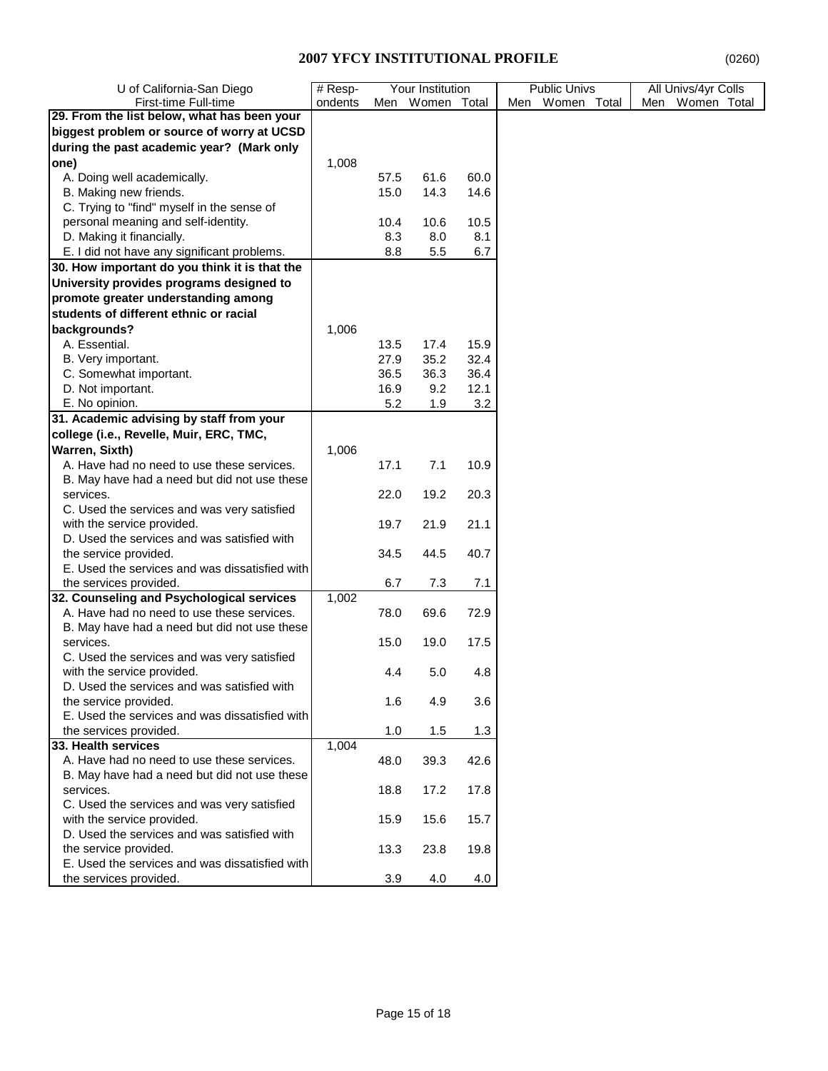## 2007 YFCY INSTITUTIONAL PROFILE

(0260)

| U of California-San Diego | # Resp- | Your Institution | | | Public Univs | | | All Univs/4yr Colls | | |
|---|---|---|---|---|---|---|---|---|---|---|
| First-time Full-time | ondents | Men | Women | Total | Men | Women | Total | Men | Women | Total |
| **29. From the list below, what has been your biggest problem or source of worry at UCSD during the past academic year? (Mark only one)** | 1,008 | | | | | | | | | |
| A. Doing well academically. | | 57.5 | 61.6 | 60.0 | | | | | | |
| B. Making new friends. | | 15.0 | 14.3 | 14.6 | | | | | | |
| C. Trying to "find" myself in the sense of personal meaning and self-identity. | | 10.4 | 10.6 | 10.5 | | | | | | |
| D. Making it financially. | | 8.3 | 8.0 | 8.1 | | | | | | |
| E. I did not have any significant problems. | | 8.8 | 5.5 | 6.7 | | | | | | |
| **30. How important do you think it is that the University provides programs designed to promote greater understanding among students of different ethnic or racial backgrounds?** | 1,006 | | | | | | | | | |
| A. Essential. | | 13.5 | 17.4 | 15.9 | | | | | | |
| B. Very important. | | 27.9 | 35.2 | 32.4 | | | | | | |
| C. Somewhat important. | | 36.5 | 36.3 | 36.4 | | | | | | |
| D. Not important. | | 16.9 | 9.2 | 12.1 | | | | | | |
| E. No opinion. | | 5.2 | 1.9 | 3.2 | | | | | | |
| **31. Academic advising by staff from your college (i.e., Revelle, Muir, ERC, TMC, Warren, Sixth)** | 1,006 | | | | | | | | | |
| A. Have had no need to use these services. | | 17.1 | 7.1 | 10.9 | | | | | | |
| B. May have had a need but did not use these services. | | 22.0 | 19.2 | 20.3 | | | | | | |
| C. Used the services and was very satisfied with the service provided. | | 19.7 | 21.9 | 21.1 | | | | | | |
| D. Used the services and was satisfied with the service provided. | | 34.5 | 44.5 | 40.7 | | | | | | |
| E. Used the services and was dissatisfied with the services provided. | | 6.7 | 7.3 | 7.1 | | | | | | |
| **32. Counseling and Psychological services** | 1,002 | | | | | | | | | |
| A. Have had no need to use these services. | | 78.0 | 69.6 | 72.9 | | | | | | |
| B. May have had a need but did not use these services. | | 15.0 | 19.0 | 17.5 | | | | | | |
| C. Used the services and was very satisfied with the service provided. | | 4.4 | 5.0 | 4.8 | | | | | | |
| D. Used the services and was satisfied with the service provided. | | 1.6 | 4.9 | 3.6 | | | | | | |
| E. Used the services and was dissatisfied with the services provided. | | 1.0 | 1.5 | 1.3 | | | | | | |
| **33. Health services** | 1,004 | | | | | | | | | |
| A. Have had no need to use these services. | | 48.0 | 39.3 | 42.6 | | | | | | |
| B. May have had a need but did not use these services. | | 18.8 | 17.2 | 17.8 | | | | | | |
| C. Used the services and was very satisfied with the service provided. | | 15.9 | 15.6 | 15.7 | | | | | | |
| D. Used the services and was satisfied with the service provided. | | 13.3 | 23.8 | 19.8 | | | | | | |
| E. Used the services and was dissatisfied with the services provided. | | 3.9 | 4.0 | 4.0 | | | | | | |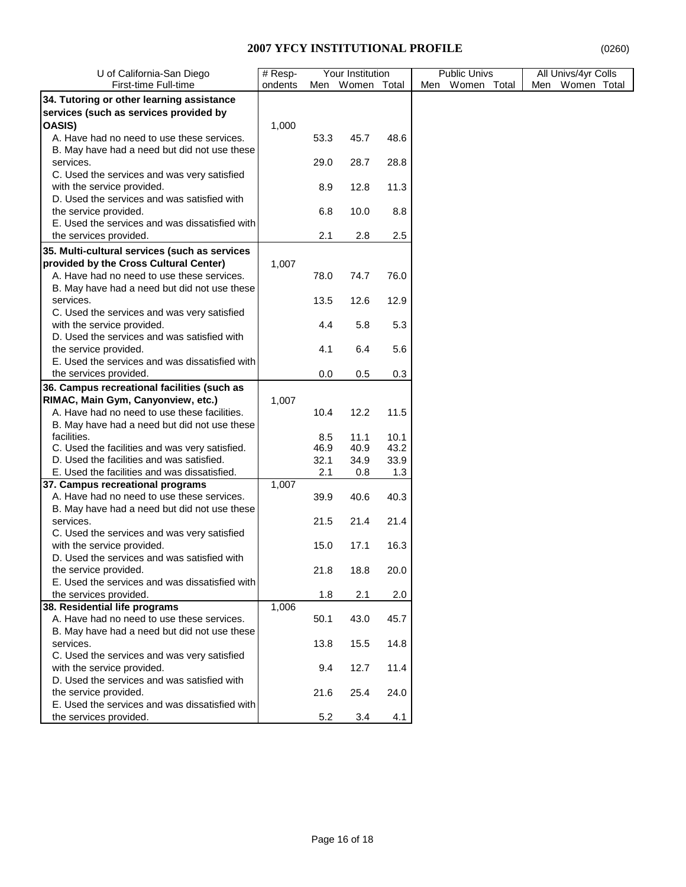## 2007 YFCY INSTITUTIONAL PROFILE

(0260)

| U of California-San Diego | # Resp- | Your Institution | | | Public Univs | | | All Univs/4yr Colls | | |
|---|---|---|---|---|---|---|---|---|---|---|
| First-time Full-time | ondents | Men | Women | Total | Men | Women | Total | Men | Women | Total |
| **34. Tutoring or other learning assistance services (such as services provided by OASIS)** | 1,000 | | | | | | | | | |
| A. Have had no need to use these services. | | 53.3 | 45.7 | 48.6 | | | | | | |
| B. May have had a need but did not use these services. | | 29.0 | 28.7 | 28.8 | | | | | | |
| C. Used the services and was very satisfied with the service provided. | | 8.9 | 12.8 | 11.3 | | | | | | |
| D. Used the services and was satisfied with the service provided. | | 6.8 | 10.0 | 8.8 | | | | | | |
| E. Used the services and was dissatisfied with the services provided. | | 2.1 | 2.8 | 2.5 | | | | | | |
| **35. Multi-cultural services (such as services provided by the Cross Cultural Center)** | 1,007 | | | | | | | | | |
| A. Have had no need to use these services. | | 78.0 | 74.7 | 76.0 | | | | | | |
| B. May have had a need but did not use these services. | | 13.5 | 12.6 | 12.9 | | | | | | |
| C. Used the services and was very satisfied with the service provided. | | 4.4 | 5.8 | 5.3 | | | | | | |
| D. Used the services and was satisfied with the service provided. | | 4.1 | 6.4 | 5.6 | | | | | | |
| E. Used the services and was dissatisfied with the services provided. | | 0.0 | 0.5 | 0.3 | | | | | | |
| **36. Campus recreational facilities (such as RIMAC, Main Gym, Canyonview, etc.)** | 1,007 | | | | | | | | | |
| A. Have had no need to use these facilities. | | 10.4 | 12.2 | 11.5 | | | | | | |
| B. May have had a need but did not use these facilities. | | 8.5 | 11.1 | 10.1 | | | | | | |
| C. Used the facilities and was very satisfied. | | 46.9 | 40.9 | 43.2 | | | | | | |
| D. Used the facilities and was satisfied. | | 32.1 | 34.9 | 33.9 | | | | | | |
| E. Used the facilities and was dissatisfied. | | 2.1 | 0.8 | 1.3 | | | | | | |
| **37. Campus recreational programs** | 1,007 | | | | | | | | | |
| A. Have had no need to use these services. | | 39.9 | 40.6 | 40.3 | | | | | | |
| B. May have had a need but did not use these services. | | 21.5 | 21.4 | 21.4 | | | | | | |
| C. Used the services and was very satisfied with the service provided. | | 15.0 | 17.1 | 16.3 | | | | | | |
| D. Used the services and was satisfied with the service provided. | | 21.8 | 18.8 | 20.0 | | | | | | |
| E. Used the services and was dissatisfied with the services provided. | | 1.8 | 2.1 | 2.0 | | | | | | |
| **38. Residential life programs** | 1,006 | | | | | | | | | |
| A. Have had no need to use these services. | | 50.1 | 43.0 | 45.7 | | | | | | |
| B. May have had a need but did not use these services. | | 13.8 | 15.5 | 14.8 | | | | | | |
| C. Used the services and was very satisfied with the service provided. | | 9.4 | 12.7 | 11.4 | | | | | | |
| D. Used the services and was satisfied with the service provided. | | 21.6 | 25.4 | 24.0 | | | | | | |
| E. Used the services and was dissatisfied with the services provided. | | 5.2 | 3.4 | 4.1 | | | | | | |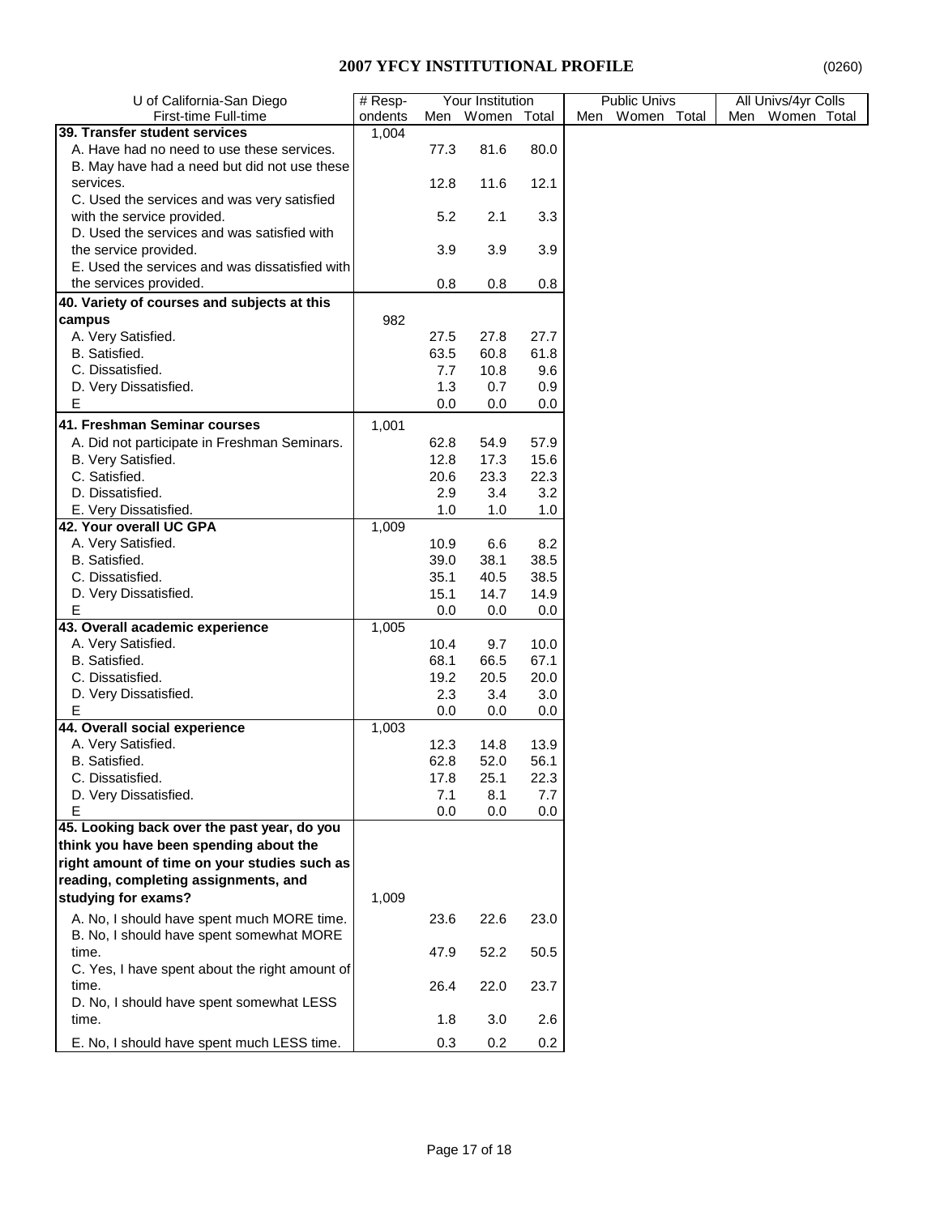# 2007 YFCY INSTITUTIONAL PROFILE

(0260)

| U of California-San Diego | # Resp- | Your Institution | | | Public Univs | | | All Univs/4yr Colls | | |
|---|---|---|---|---|---|---|---|---|---|---|
| First-time Full-time | ondents | Men | Women | Total | Men | Women | Total | Men | Women | Total |
| **39. Transfer student services** | 1,004 | | | | | | | | | |
| A. Have had no need to use these services. | | 77.3 | 81.6 | 80.0 | | | | | | |
| B. May have had a need but did not use these services. | | 12.8 | 11.6 | 12.1 | | | | | | |
| C. Used the services and was very satisfied with the service provided. | | 5.2 | 2.1 | 3.3 | | | | | | |
| D. Used the services and was satisfied with the service provided. | | 3.9 | 3.9 | 3.9 | | | | | | |
| E. Used the services and was dissatisfied with the services provided. | | 0.8 | 0.8 | 0.8 | | | | | | |
| **40. Variety of courses and subjects at this campus** | 982 | | | | | | | | | |
| A. Very Satisfied. | | 27.5 | 27.8 | 27.7 | | | | | | |
| B. Satisfied. | | 63.5 | 60.8 | 61.8 | | | | | | |
| C. Dissatisfied. | | 7.7 | 10.8 | 9.6 | | | | | | |
| D. Very Dissatisfied. | | 1.3 | 0.7 | 0.9 | | | | | | |
| E | | 0.0 | 0.0 | 0.0 | | | | | | |
| **41. Freshman Seminar courses** | 1,001 | | | | | | | | | |
| A. Did not participate in Freshman Seminars. | | 62.8 | 54.9 | 57.9 | | | | | | |
| B. Very Satisfied. | | 12.8 | 17.3 | 15.6 | | | | | | |
| C. Satisfied. | | 20.6 | 23.3 | 22.3 | | | | | | |
| D. Dissatisfied. | | 2.9 | 3.4 | 3.2 | | | | | | |
| E. Very Dissatisfied. | | 1.0 | 1.0 | 1.0 | | | | | | |
| **42. Your overall UC GPA** | 1,009 | | | | | | | | | |
| A. Very Satisfied. | | 10.9 | 6.6 | 8.2 | | | | | | |
| B. Satisfied. | | 39.0 | 38.1 | 38.5 | | | | | | |
| C. Dissatisfied. | | 35.1 | 40.5 | 38.5 | | | | | | |
| D. Very Dissatisfied. | | 15.1 | 14.7 | 14.9 | | | | | | |
| E | | 0.0 | 0.0 | 0.0 | | | | | | |
| **43. Overall academic experience** | 1,005 | | | | | | | | | |
| A. Very Satisfied. | | 10.4 | 9.7 | 10.0 | | | | | | |
| B. Satisfied. | | 68.1 | 66.5 | 67.1 | | | | | | |
| C. Dissatisfied. | | 19.2 | 20.5 | 20.0 | | | | | | |
| D. Very Dissatisfied. | | 2.3 | 3.4 | 3.0 | | | | | | |
| E | | 0.0 | 0.0 | 0.0 | | | | | | |
| **44. Overall social experience** | 1,003 | | | | | | | | | |
| A. Very Satisfied. | | 12.3 | 14.8 | 13.9 | | | | | | |
| B. Satisfied. | | 62.8 | 52.0 | 56.1 | | | | | | |
| C. Dissatisfied. | | 17.8 | 25.1 | 22.3 | | | | | | |
| D. Very Dissatisfied. | | 7.1 | 8.1 | 7.7 | | | | | | |
| E | | 0.0 | 0.0 | 0.0 | | | | | | |
| **45. Looking back over the past year, do you think you have been spending about the right amount of time on your studies such as reading, completing assignments, and studying for exams?** | 1,009 | | | | | | | | | |
| A. No, I should have spent much MORE time. | | 23.6 | 22.6 | 23.0 | | | | | | |
| B. No, I should have spent somewhat MORE time. | | 47.9 | 52.2 | 50.5 | | | | | | |
| C. Yes, I have spent about the right amount of time. | | 26.4 | 22.0 | 23.7 | | | | | | |
| D. No, I should have spent somewhat LESS time. | | 1.8 | 3.0 | 2.6 | | | | | | |
| E. No, I should have spent much LESS time. | | 0.3 | 0.2 | 0.2 | | | | | | |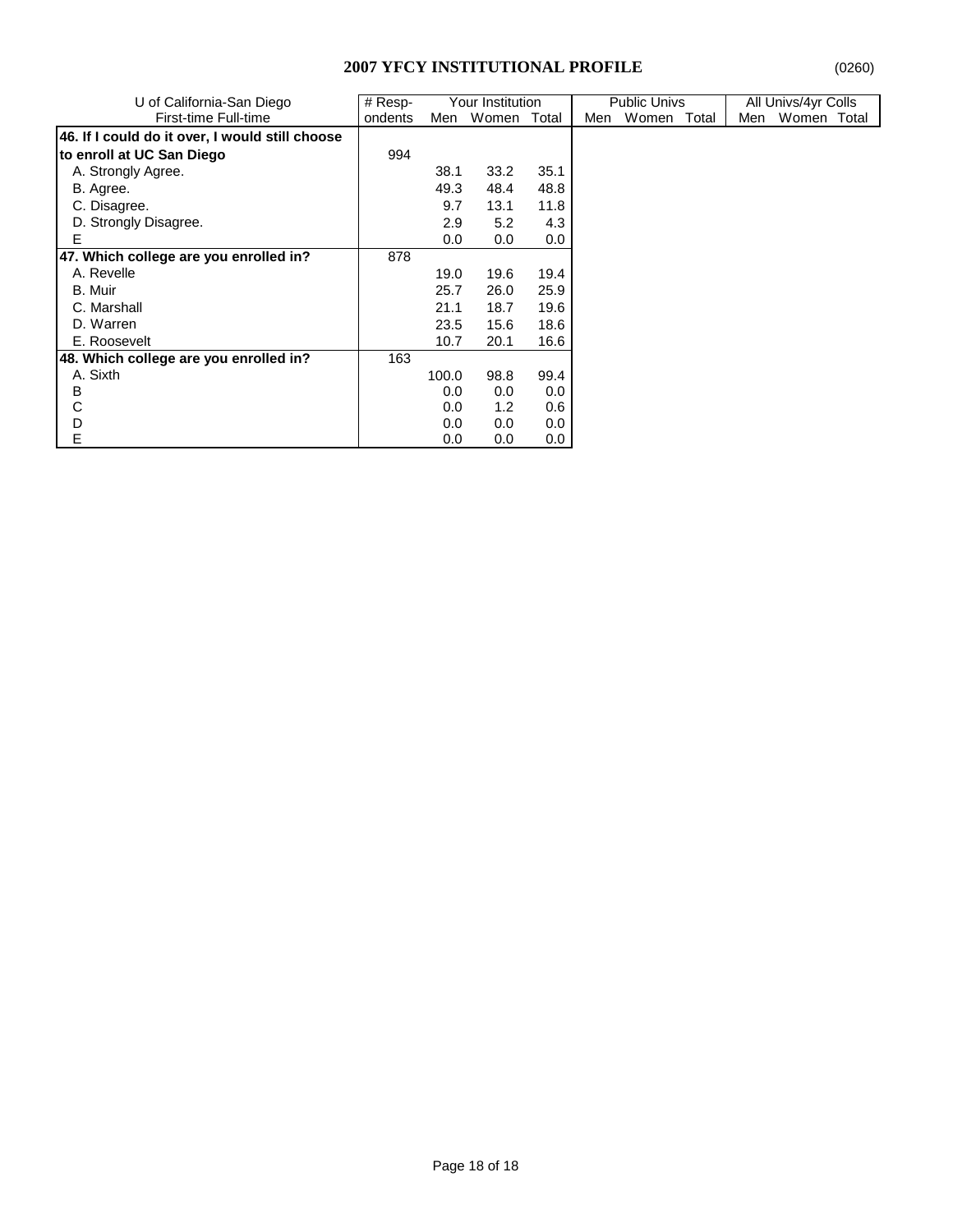# 2007 YFCY INSTITUTIONAL PROFILE

(0260)

| U of California-San Diego First-time Full-time | # Resp-ondents | Your Institution | | | Public Univs | | | All Univs/4yr Colls | | |
|---|---|---|---|---|---|---|---|---|---|---|
| | | Men | Women | Total | Men | Women | Total | Men | Women | Total |
| **46. If I could do it over, I would still choose to enroll at UC San Diego** | 994 | | | | | | | | | |
| A. Strongly Agree. | | 38.1 | 33.2 | 35.1 | | | | | | |
| B. Agree. | | 49.3 | 48.4 | 48.8 | | | | | | |
| C. Disagree. | | 9.7 | 13.1 | 11.8 | | | | | | |
| D. Strongly Disagree. | | 2.9 | 5.2 | 4.3 | | | | | | |
| E | | 0.0 | 0.0 | 0.0 | | | | | | |
| **47. Which college are you enrolled in?** | 878 | | | | | | | | | |
| A. Revelle | | 19.0 | 19.6 | 19.4 | | | | | | |
| B. Muir | | 25.7 | 26.0 | 25.9 | | | | | | |
| C. Marshall | | 21.1 | 18.7 | 19.6 | | | | | | |
| D. Warren | | 23.5 | 15.6 | 18.6 | | | | | | |
| E. Roosevelt | | 10.7 | 20.1 | 16.6 | | | | | | |
| **48. Which college are you enrolled in?** | 163 | | | | | | | | | |
| A. Sixth | | 100.0 | 98.8 | 99.4 | | | | | | |
| B | | 0.0 | 0.0 | 0.0 | | | | | | |
| C | | 0.0 | 1.2 | 0.6 | | | | | | |
| D | | 0.0 | 0.0 | 0.0 | | | | | | |
| E | | 0.0 | 0.0 | 0.0 | | | | | | |